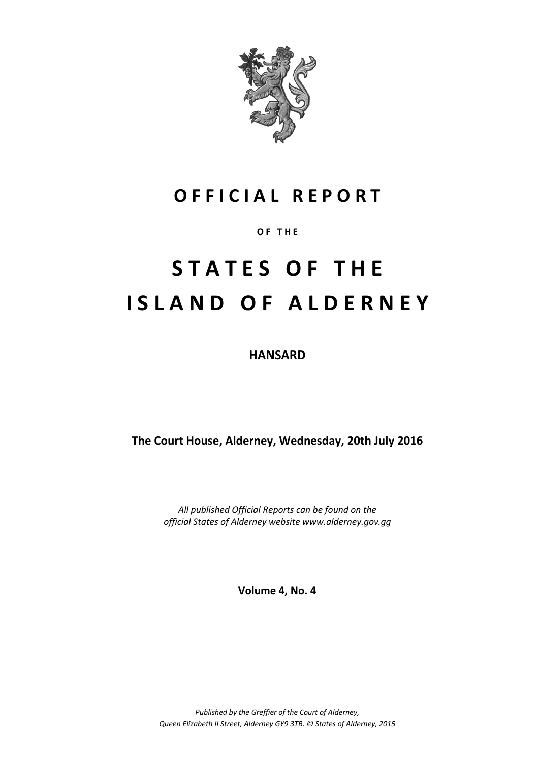# OFFICIAL REPORT

OF THE

# STATES OF THE ISLAND OF ALDERNEY

**HANSARD**

**The Court House, Alderney, Wednesday, 20th July 2016**

*All published Official Reports can be found on the official States of Alderney website www.alderney.gov.gg*

**Volume 4, No. 4**

*Published by the Greffier of the Court of Alderney, Queen Elizabeth II Street, Alderney GY9 3TB. © States of Alderney, 2015*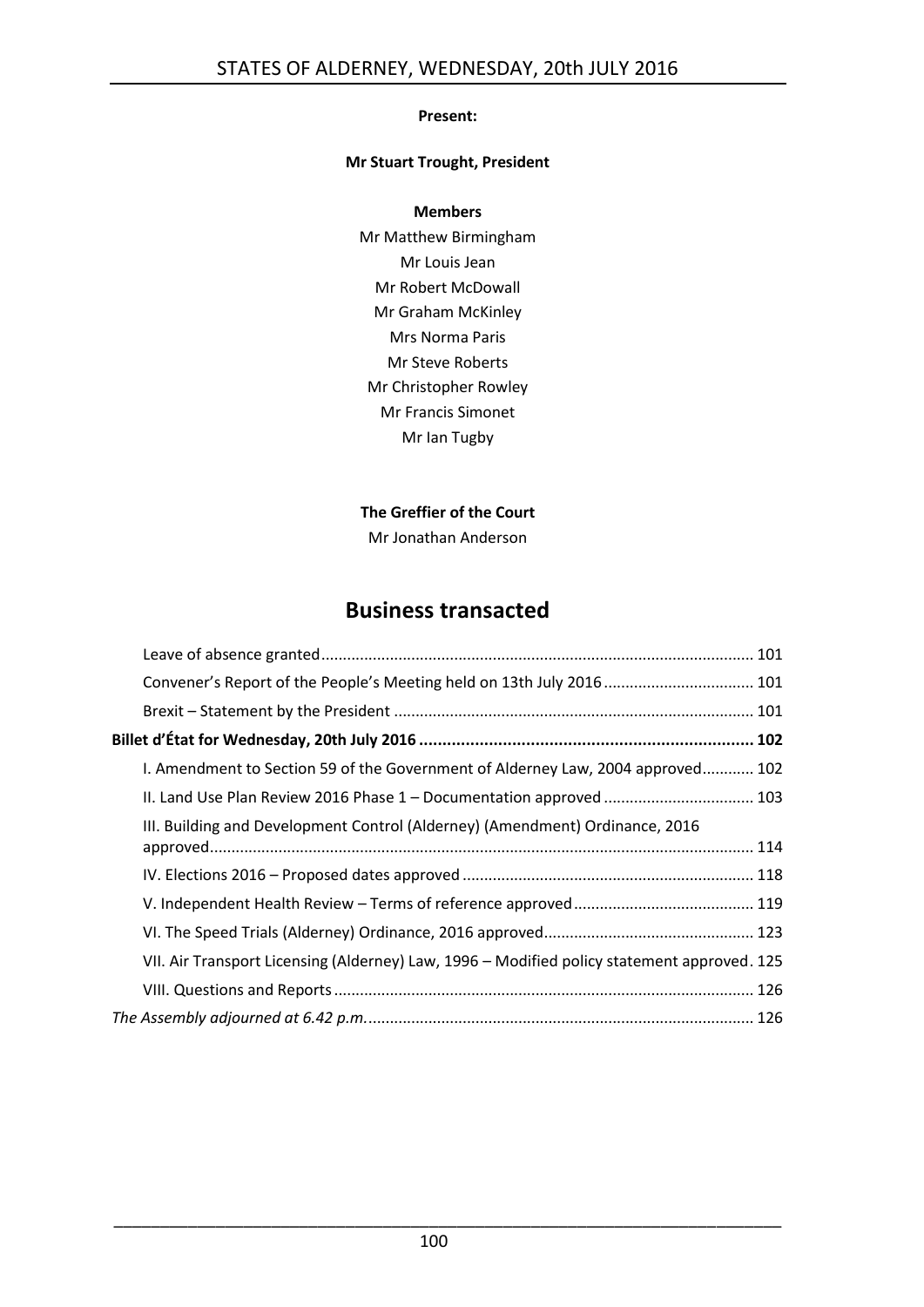**Present:**

**Mr Stuart Trought, President**

**Members**

Mr Matthew Birmingham
Mr Louis Jean
Mr Robert McDowall
Mr Graham McKinley
Mrs Norma Paris
Mr Steve Roberts
Mr Christopher Rowley
Mr Francis Simonet
Mr Ian Tugby

**The Greffier of the Court**

Mr Jonathan Anderson

## Business transacted

Leave of absence granted ... 101
Convener's Report of the People's Meeting held on 13th July 2016 ... 101
Brexit – Statement by the President ... 101
**Billet d'État for Wednesday, 20th July 2016 ... 102**
I. Amendment to Section 59 of the Government of Alderney Law, 2004 approved ... 102
II. Land Use Plan Review 2016 Phase 1 – Documentation approved ... 103
III. Building and Development Control (Alderney) (Amendment) Ordinance, 2016 approved ... 114
IV. Elections 2016 – Proposed dates approved ... 118
V. Independent Health Review – Terms of reference approved ... 119
VI. The Speed Trials (Alderney) Ordinance, 2016 approved ... 123
VII. Air Transport Licensing (Alderney) Law, 1996 – Modified policy statement approved. 125
VIII. Questions and Reports ... 126
*The Assembly adjourned at 6.42 p.m.* ... 126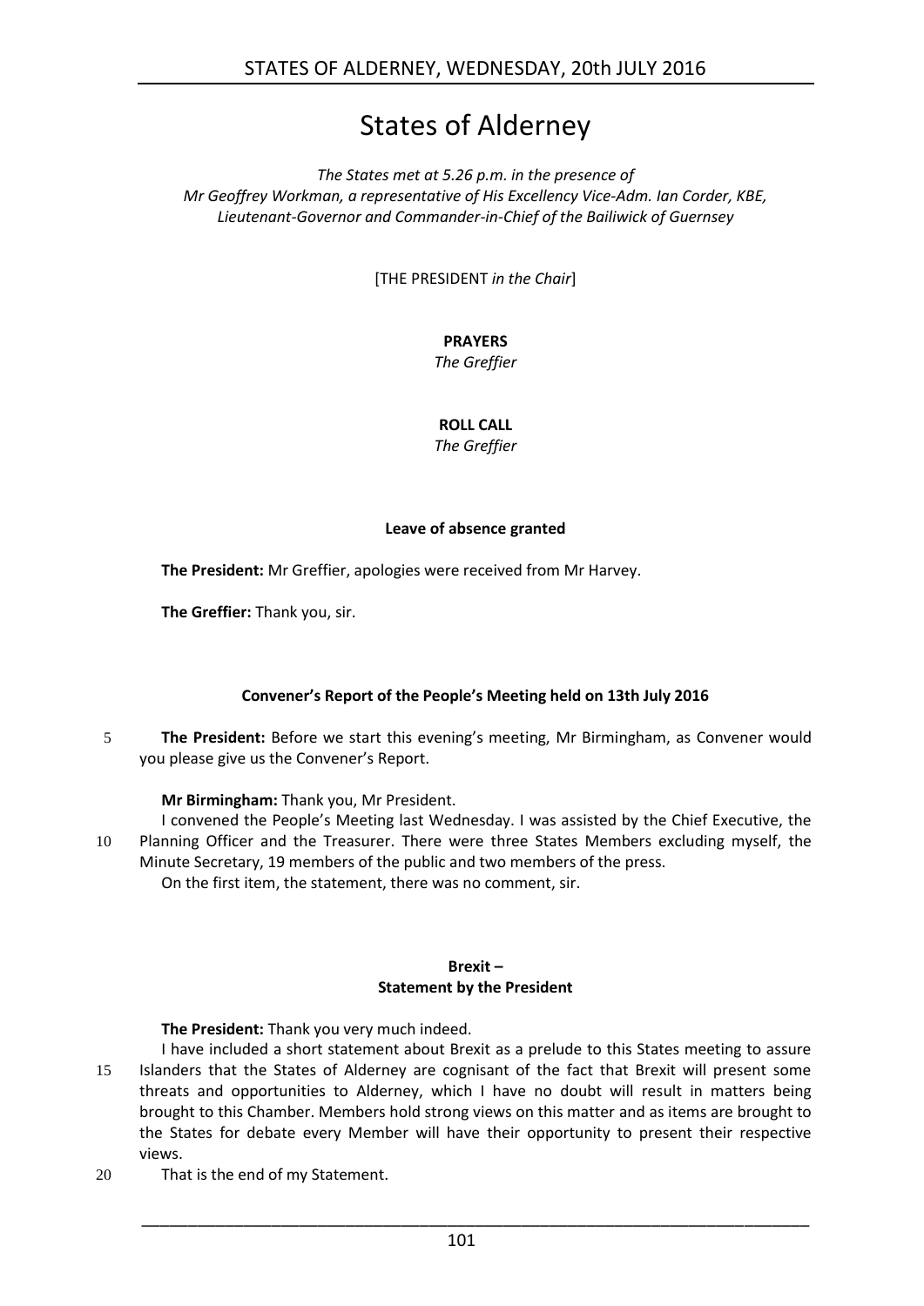# States of Alderney

*The States met at 5.26 p.m. in the presence of*
*Mr Geoffrey Workman, a representative of His Excellency Vice-Adm. Ian Corder, KBE, Lieutenant-Governor and Commander-in-Chief of the Bailiwick of Guernsey*

[THE PRESIDENT *in the Chair*]

**PRAYERS**
*The Greffier*

**ROLL CALL**
*The Greffier*

**Leave of absence granted**

**The President:** Mr Greffier, apologies were received from Mr Harvey.

**The Greffier:** Thank you, sir.

**Convener's Report of the People's Meeting held on 13th July 2016**

5 **The President:** Before we start this evening's meeting, Mr Birmingham, as Convener would you please give us the Convener's Report.

**Mr Birmingham:** Thank you, Mr President.

I convened the People's Meeting last Wednesday. I was assisted by the Chief Executive, the 10 Planning Officer and the Treasurer. There were three States Members excluding myself, the Minute Secretary, 19 members of the public and two members of the press.

On the first item, the statement, there was no comment, sir.

**Brexit –**
**Statement by the President**

**The President:** Thank you very much indeed.

I have included a short statement about Brexit as a prelude to this States meeting to assure 15 Islanders that the States of Alderney are cognisant of the fact that Brexit will present some threats and opportunities to Alderney, which I have no doubt will result in matters being brought to this Chamber. Members hold strong views on this matter and as items are brought to the States for debate every Member will have their opportunity to present their respective views.

20 That is the end of my Statement.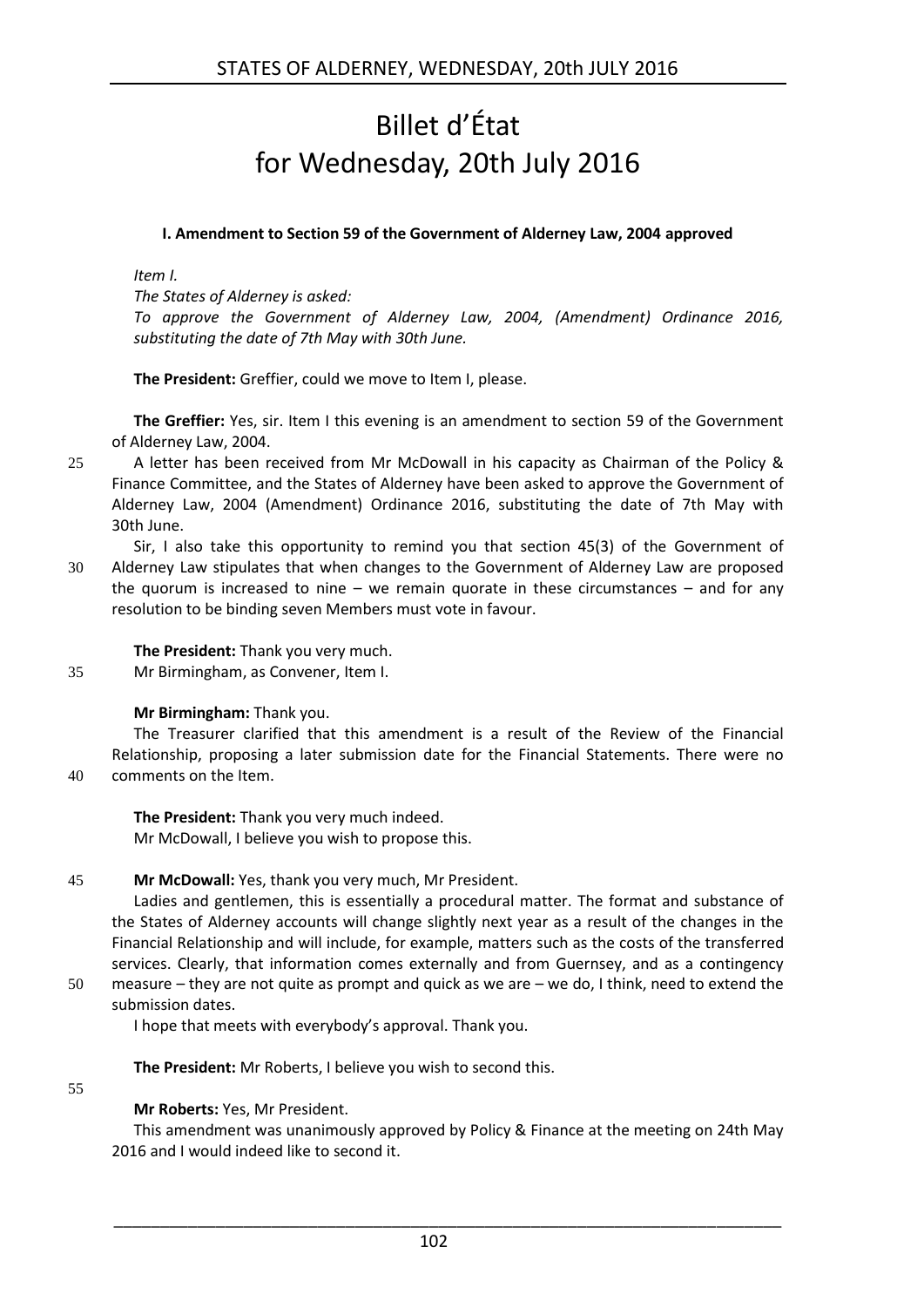# Billet d'État for Wednesday, 20th July 2016

**I. Amendment to Section 59 of the Government of Alderney Law, 2004 approved**

*Item I.*

*The States of Alderney is asked:*

*To approve the Government of Alderney Law, 2004, (Amendment) Ordinance 2016, substituting the date of 7th May with 30th June.*

**The President:** Greffier, could we move to Item I, please.

**The Greffier:** Yes, sir. Item I this evening is an amendment to section 59 of the Government of Alderney Law, 2004.

A letter has been received from Mr McDowall in his capacity as Chairman of the Policy & Finance Committee, and the States of Alderney have been asked to approve the Government of Alderney Law, 2004 (Amendment) Ordinance 2016, substituting the date of 7th May with 30th June.

Sir, I also take this opportunity to remind you that section 45(3) of the Government of Alderney Law stipulates that when changes to the Government of Alderney Law are proposed the quorum is increased to nine – we remain quorate in these circumstances – and for any resolution to be binding seven Members must vote in favour.

**The President:** Thank you very much.

Mr Birmingham, as Convener, Item I.

**Mr Birmingham:** Thank you.

The Treasurer clarified that this amendment is a result of the Review of the Financial Relationship, proposing a later submission date for the Financial Statements. There were no comments on the Item.

**The President:** Thank you very much indeed.

Mr McDowall, I believe you wish to propose this.

**Mr McDowall:** Yes, thank you very much, Mr President.

Ladies and gentlemen, this is essentially a procedural matter. The format and substance of the States of Alderney accounts will change slightly next year as a result of the changes in the Financial Relationship and will include, for example, matters such as the costs of the transferred services. Clearly, that information comes externally and from Guernsey, and as a contingency measure – they are not quite as prompt and quick as we are – we do, I think, need to extend the submission dates.

I hope that meets with everybody's approval. Thank you.

**The President:** Mr Roberts, I believe you wish to second this.

**Mr Roberts:** Yes, Mr President.

This amendment was unanimously approved by Policy & Finance at the meeting on 24th May 2016 and I would indeed like to second it.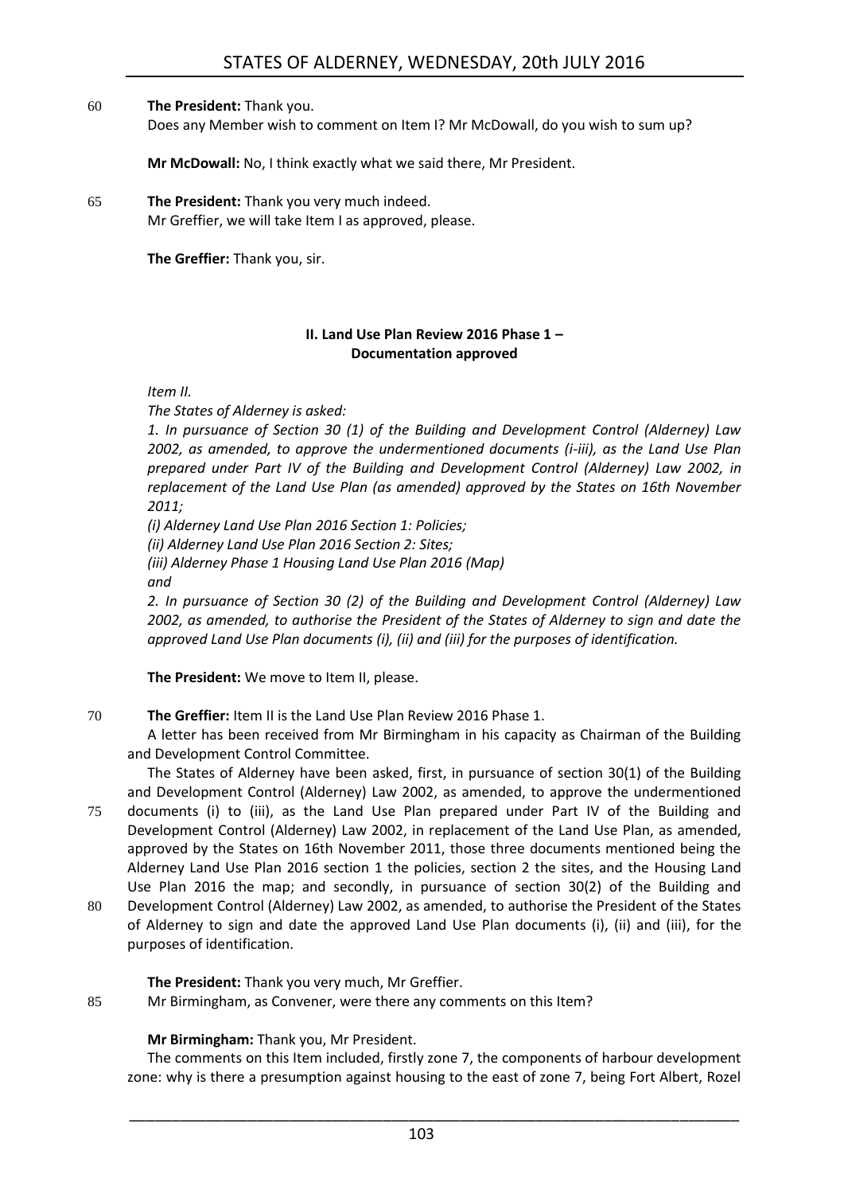**The President:** Thank you.

Does any Member wish to comment on Item I? Mr McDowall, do you wish to sum up?

**Mr McDowall:** No, I think exactly what we said there, Mr President.

**The President:** Thank you very much indeed.

Mr Greffier, we will take Item I as approved, please.

**The Greffier:** Thank you, sir.

### II. Land Use Plan Review 2016 Phase 1 – Documentation approved

*Item II.*

*The States of Alderney is asked:*

*1. In pursuance of Section 30 (1) of the Building and Development Control (Alderney) Law 2002, as amended, to approve the undermentioned documents (i-iii), as the Land Use Plan prepared under Part IV of the Building and Development Control (Alderney) Law 2002, in replacement of the Land Use Plan (as amended) approved by the States on 16th November 2011;*

*(i) Alderney Land Use Plan 2016 Section 1: Policies;*

*(ii) Alderney Land Use Plan 2016 Section 2: Sites;*

*(iii) Alderney Phase 1 Housing Land Use Plan 2016 (Map)*

*and*

*2. In pursuance of Section 30 (2) of the Building and Development Control (Alderney) Law 2002, as amended, to authorise the President of the States of Alderney to sign and date the approved Land Use Plan documents (i), (ii) and (iii) for the purposes of identification.*

**The President:** We move to Item II, please.

**The Greffier:** Item II is the Land Use Plan Review 2016 Phase 1.

A letter has been received from Mr Birmingham in his capacity as Chairman of the Building and Development Control Committee.

The States of Alderney have been asked, first, in pursuance of section 30(1) of the Building and Development Control (Alderney) Law 2002, as amended, to approve the undermentioned documents (i) to (iii), as the Land Use Plan prepared under Part IV of the Building and Development Control (Alderney) Law 2002, in replacement of the Land Use Plan, as amended, approved by the States on 16th November 2011, those three documents mentioned being the Alderney Land Use Plan 2016 section 1 the policies, section 2 the sites, and the Housing Land Use Plan 2016 the map; and secondly, in pursuance of section 30(2) of the Building and Development Control (Alderney) Law 2002, as amended, to authorise the President of the States of Alderney to sign and date the approved Land Use Plan documents (i), (ii) and (iii), for the purposes of identification.

**The President:** Thank you very much, Mr Greffier.

Mr Birmingham, as Convener, were there any comments on this Item?

**Mr Birmingham:** Thank you, Mr President.

The comments on this Item included, firstly zone 7, the components of harbour development zone: why is there a presumption against housing to the east of zone 7, being Fort Albert, Rozel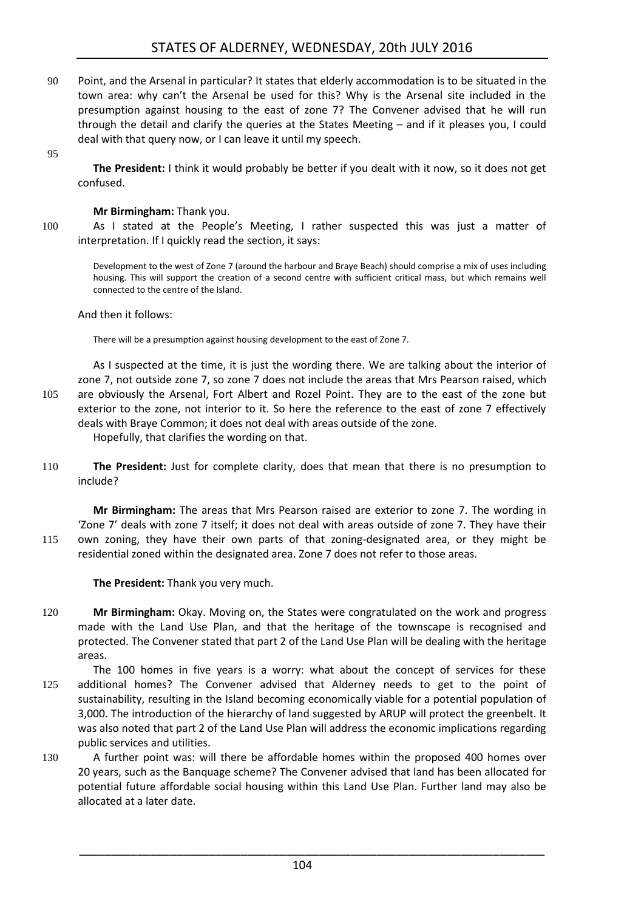Point, and the Arsenal in particular? It states that elderly accommodation is to be situated in the town area: why can't the Arsenal be used for this? Why is the Arsenal site included in the presumption against housing to the east of zone 7? The Convener advised that he will run through the detail and clarify the queries at the States Meeting – and if it pleases you, I could deal with that query now, or I can leave it until my speech.

**The President:** I think it would probably be better if you dealt with it now, so it does not get confused.

**Mr Birmingham:** Thank you.

As I stated at the People's Meeting, I rather suspected this was just a matter of interpretation. If I quickly read the section, it says:

> Development to the west of Zone 7 (around the harbour and Braye Beach) should comprise a mix of uses including housing. This will support the creation of a second centre with sufficient critical mass, but which remains well connected to the centre of the Island.

And then it follows:

> There will be a presumption against housing development to the east of Zone 7.

As I suspected at the time, it is just the wording there. We are talking about the interior of zone 7, not outside zone 7, so zone 7 does not include the areas that Mrs Pearson raised, which are obviously the Arsenal, Fort Albert and Rozel Point. They are to the east of the zone but exterior to the zone, not interior to it. So here the reference to the east of zone 7 effectively deals with Braye Common; it does not deal with areas outside of the zone.

Hopefully, that clarifies the wording on that.

**The President:** Just for complete clarity, does that mean that there is no presumption to include?

**Mr Birmingham:** The areas that Mrs Pearson raised are exterior to zone 7. The wording in 'Zone 7' deals with zone 7 itself; it does not deal with areas outside of zone 7. They have their own zoning, they have their own parts of that zoning-designated area, or they might be residential zoned within the designated area. Zone 7 does not refer to those areas.

**The President:** Thank you very much.

**Mr Birmingham:** Okay. Moving on, the States were congratulated on the work and progress made with the Land Use Plan, and that the heritage of the townscape is recognised and protected. The Convener stated that part 2 of the Land Use Plan will be dealing with the heritage areas.

The 100 homes in five years is a worry: what about the concept of services for these additional homes? The Convener advised that Alderney needs to get to the point of sustainability, resulting in the Island becoming economically viable for a potential population of 3,000. The introduction of the hierarchy of land suggested by ARUP will protect the greenbelt. It was also noted that part 2 of the Land Use Plan will address the economic implications regarding public services and utilities.

A further point was: will there be affordable homes within the proposed 400 homes over 20 years, such as the Banquage scheme? The Convener advised that land has been allocated for potential future affordable social housing within this Land Use Plan. Further land may also be allocated at a later date.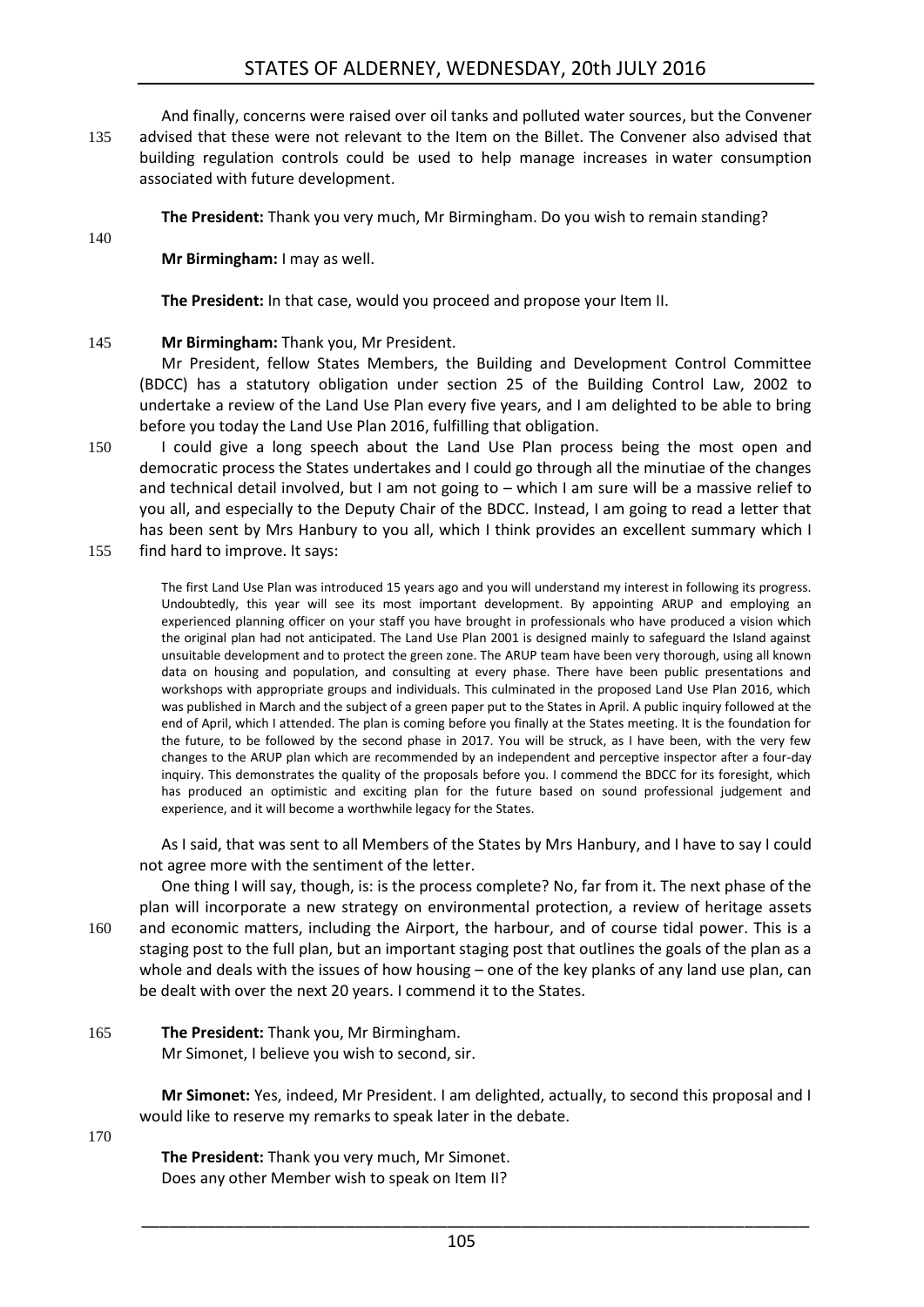And finally, concerns were raised over oil tanks and polluted water sources, but the Convener advised that these were not relevant to the Item on the Billet. The Convener also advised that building regulation controls could be used to help manage increases in water consumption associated with future development.

**The President:** Thank you very much, Mr Birmingham. Do you wish to remain standing?

**Mr Birmingham:** I may as well.

**The President:** In that case, would you proceed and propose your Item II.

**Mr Birmingham:** Thank you, Mr President.

Mr President, fellow States Members, the Building and Development Control Committee (BDCC) has a statutory obligation under section 25 of the Building Control Law, 2002 to undertake a review of the Land Use Plan every five years, and I am delighted to be able to bring before you today the Land Use Plan 2016, fulfilling that obligation.

I could give a long speech about the Land Use Plan process being the most open and democratic process the States undertakes and I could go through all the minutiae of the changes and technical detail involved, but I am not going to – which I am sure will be a massive relief to you all, and especially to the Deputy Chair of the BDCC. Instead, I am going to read a letter that has been sent by Mrs Hanbury to you all, which I think provides an excellent summary which I find hard to improve. It says:

> The first Land Use Plan was introduced 15 years ago and you will understand my interest in following its progress. Undoubtedly, this year will see its most important development. By appointing ARUP and employing an experienced planning officer on your staff you have brought in professionals who have produced a vision which the original plan had not anticipated. The Land Use Plan 2001 is designed mainly to safeguard the Island against unsuitable development and to protect the green zone. The ARUP team have been very thorough, using all known data on housing and population, and consulting at every phase. There have been public presentations and workshops with appropriate groups and individuals. This culminated in the proposed Land Use Plan 2016, which was published in March and the subject of a green paper put to the States in April. A public inquiry followed at the end of April, which I attended. The plan is coming before you finally at the States meeting. It is the foundation for the future, to be followed by the second phase in 2017. You will be struck, as I have been, with the very few changes to the ARUP plan which are recommended by an independent and perceptive inspector after a four-day inquiry. This demonstrates the quality of the proposals before you. I commend the BDCC for its foresight, which has produced an optimistic and exciting plan for the future based on sound professional judgement and experience, and it will become a worthwhile legacy for the States.

As I said, that was sent to all Members of the States by Mrs Hanbury, and I have to say I could not agree more with the sentiment of the letter.

One thing I will say, though, is: is the process complete? No, far from it. The next phase of the plan will incorporate a new strategy on environmental protection, a review of heritage assets and economic matters, including the Airport, the harbour, and of course tidal power. This is a staging post to the full plan, but an important staging post that outlines the goals of the plan as a whole and deals with the issues of how housing – one of the key planks of any land use plan, can be dealt with over the next 20 years. I commend it to the States.

**The President:** Thank you, Mr Birmingham.

Mr Simonet, I believe you wish to second, sir.

**Mr Simonet:** Yes, indeed, Mr President. I am delighted, actually, to second this proposal and I would like to reserve my remarks to speak later in the debate.

**The President:** Thank you very much, Mr Simonet.

Does any other Member wish to speak on Item II?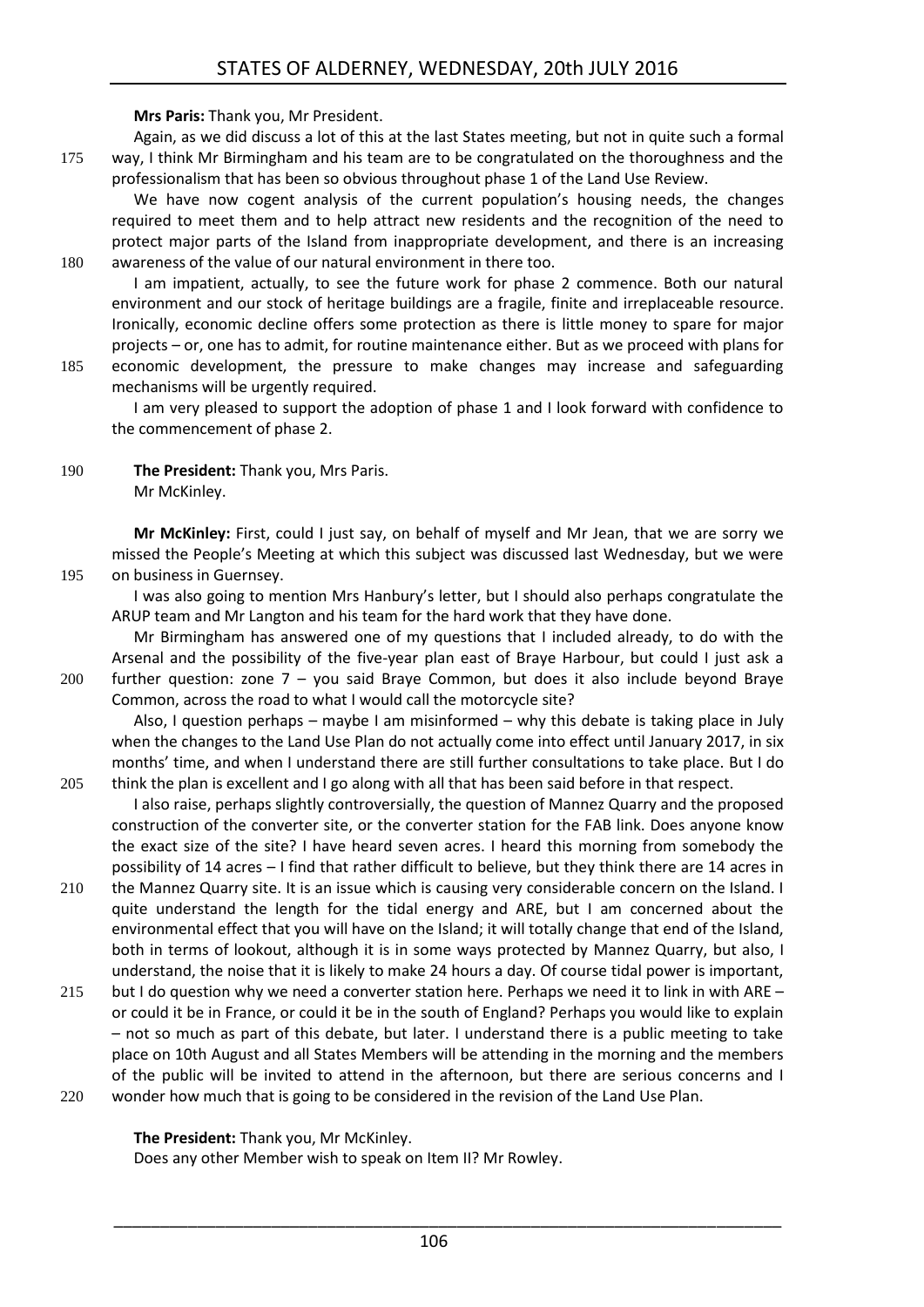**Mrs Paris:** Thank you, Mr President.

Again, as we did discuss a lot of this at the last States meeting, but not in quite such a formal way, I think Mr Birmingham and his team are to be congratulated on the thoroughness and the professionalism that has been so obvious throughout phase 1 of the Land Use Review.

We have now cogent analysis of the current population's housing needs, the changes required to meet them and to help attract new residents and the recognition of the need to protect major parts of the Island from inappropriate development, and there is an increasing awareness of the value of our natural environment in there too.

I am impatient, actually, to see the future work for phase 2 commence. Both our natural environment and our stock of heritage buildings are a fragile, finite and irreplaceable resource. Ironically, economic decline offers some protection as there is little money to spare for major projects – or, one has to admit, for routine maintenance either. But as we proceed with plans for economic development, the pressure to make changes may increase and safeguarding mechanisms will be urgently required.

I am very pleased to support the adoption of phase 1 and I look forward with confidence to the commencement of phase 2.

**The President:** Thank you, Mrs Paris.
Mr McKinley.

**Mr McKinley:** First, could I just say, on behalf of myself and Mr Jean, that we are sorry we missed the People's Meeting at which this subject was discussed last Wednesday, but we were on business in Guernsey.

I was also going to mention Mrs Hanbury's letter, but I should also perhaps congratulate the ARUP team and Mr Langton and his team for the hard work that they have done.

Mr Birmingham has answered one of my questions that I included already, to do with the Arsenal and the possibility of the five-year plan east of Braye Harbour, but could I just ask a further question: zone 7 – you said Braye Common, but does it also include beyond Braye Common, across the road to what I would call the motorcycle site?

Also, I question perhaps – maybe I am misinformed – why this debate is taking place in July when the changes to the Land Use Plan do not actually come into effect until January 2017, in six months' time, and when I understand there are still further consultations to take place. But I do think the plan is excellent and I go along with all that has been said before in that respect.

I also raise, perhaps slightly controversially, the question of Mannez Quarry and the proposed construction of the converter site, or the converter station for the FAB link. Does anyone know the exact size of the site? I have heard seven acres. I heard this morning from somebody the possibility of 14 acres – I find that rather difficult to believe, but they think there are 14 acres in the Mannez Quarry site. It is an issue which is causing very considerable concern on the Island. I quite understand the length for the tidal energy and ARE, but I am concerned about the environmental effect that you will have on the Island; it will totally change that end of the Island, both in terms of lookout, although it is in some ways protected by Mannez Quarry, but also, I understand, the noise that it is likely to make 24 hours a day. Of course tidal power is important, but I do question why we need a converter station here. Perhaps we need it to link in with ARE – or could it be in France, or could it be in the south of England? Perhaps you would like to explain – not so much as part of this debate, but later. I understand there is a public meeting to take place on 10th August and all States Members will be attending in the morning and the members of the public will be invited to attend in the afternoon, but there are serious concerns and I wonder how much that is going to be considered in the revision of the Land Use Plan.

**The President:** Thank you, Mr McKinley.
Does any other Member wish to speak on Item II? Mr Rowley.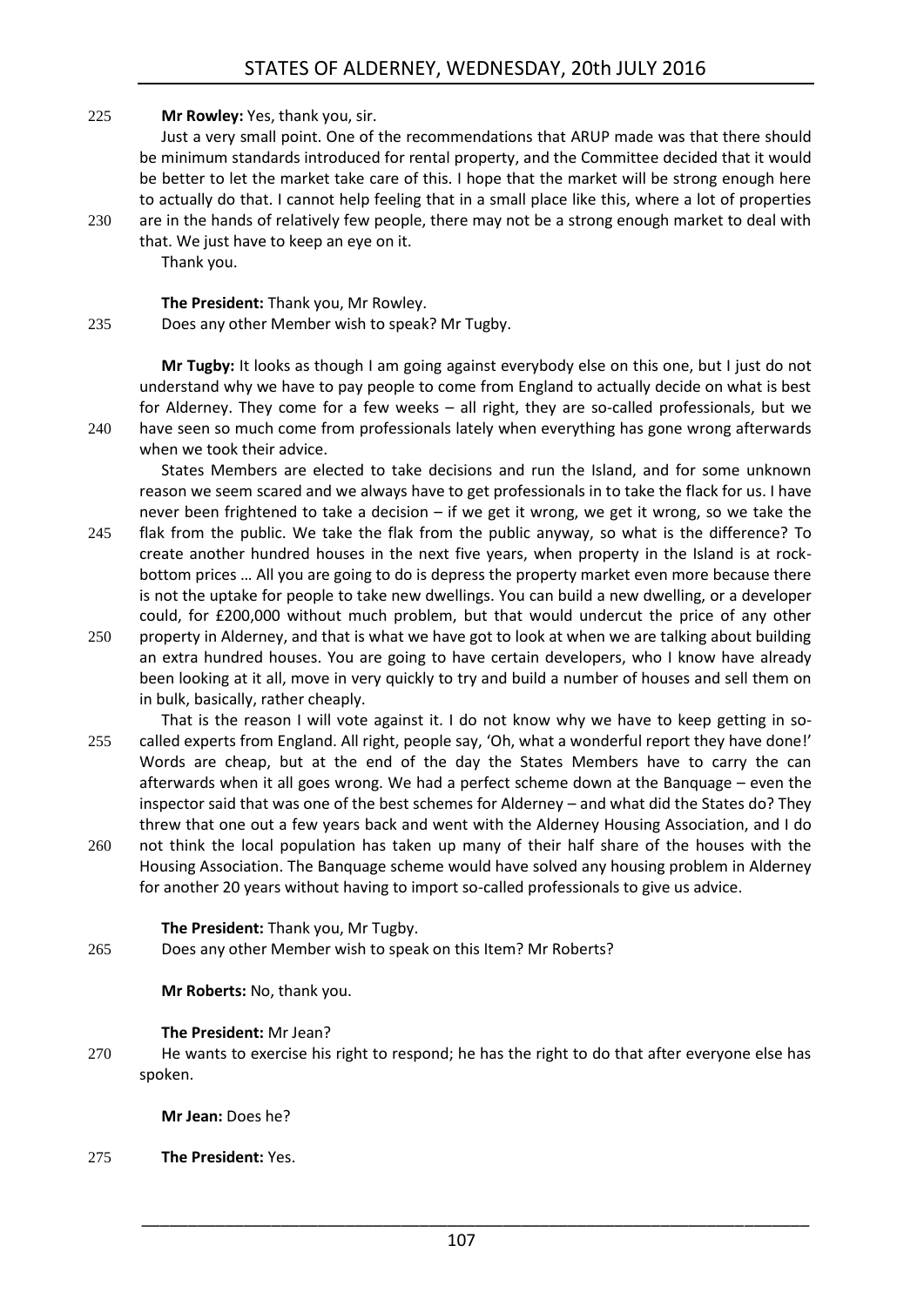**Mr Rowley:** Yes, thank you, sir.

Just a very small point. One of the recommendations that ARUP made was that there should be minimum standards introduced for rental property, and the Committee decided that it would be better to let the market take care of this. I hope that the market will be strong enough here to actually do that. I cannot help feeling that in a small place like this, where a lot of properties are in the hands of relatively few people, there may not be a strong enough market to deal with that. We just have to keep an eye on it.

Thank you.

**The President:** Thank you, Mr Rowley.

Does any other Member wish to speak? Mr Tugby.

**Mr Tugby:** It looks as though I am going against everybody else on this one, but I just do not understand why we have to pay people to come from England to actually decide on what is best for Alderney. They come for a few weeks – all right, they are so-called professionals, but we have seen so much come from professionals lately when everything has gone wrong afterwards when we took their advice.

States Members are elected to take decisions and run the Island, and for some unknown reason we seem scared and we always have to get professionals in to take the flack for us. I have never been frightened to take a decision – if we get it wrong, we get it wrong, so we take the flak from the public. We take the flak from the public anyway, so what is the difference? To create another hundred houses in the next five years, when property in the Island is at rock-bottom prices … All you are going to do is depress the property market even more because there is not the uptake for people to take new dwellings. You can build a new dwelling, or a developer could, for £200,000 without much problem, but that would undercut the price of any other property in Alderney, and that is what we have got to look at when we are talking about building an extra hundred houses. You are going to have certain developers, who I know have already been looking at it all, move in very quickly to try and build a number of houses and sell them on in bulk, basically, rather cheaply.

That is the reason I will vote against it. I do not know why we have to keep getting in so-called experts from England. All right, people say, 'Oh, what a wonderful report they have done!' Words are cheap, but at the end of the day the States Members have to carry the can afterwards when it all goes wrong. We had a perfect scheme down at the Banquage – even the inspector said that was one of the best schemes for Alderney – and what did the States do? They threw that one out a few years back and went with the Alderney Housing Association, and I do not think the local population has taken up many of their half share of the houses with the Housing Association. The Banquage scheme would have solved any housing problem in Alderney for another 20 years without having to import so-called professionals to give us advice.

**The President:** Thank you, Mr Tugby.

Does any other Member wish to speak on this Item? Mr Roberts?

**Mr Roberts:** No, thank you.

**The President:** Mr Jean?

He wants to exercise his right to respond; he has the right to do that after everyone else has spoken.

**Mr Jean:** Does he?

**The President:** Yes.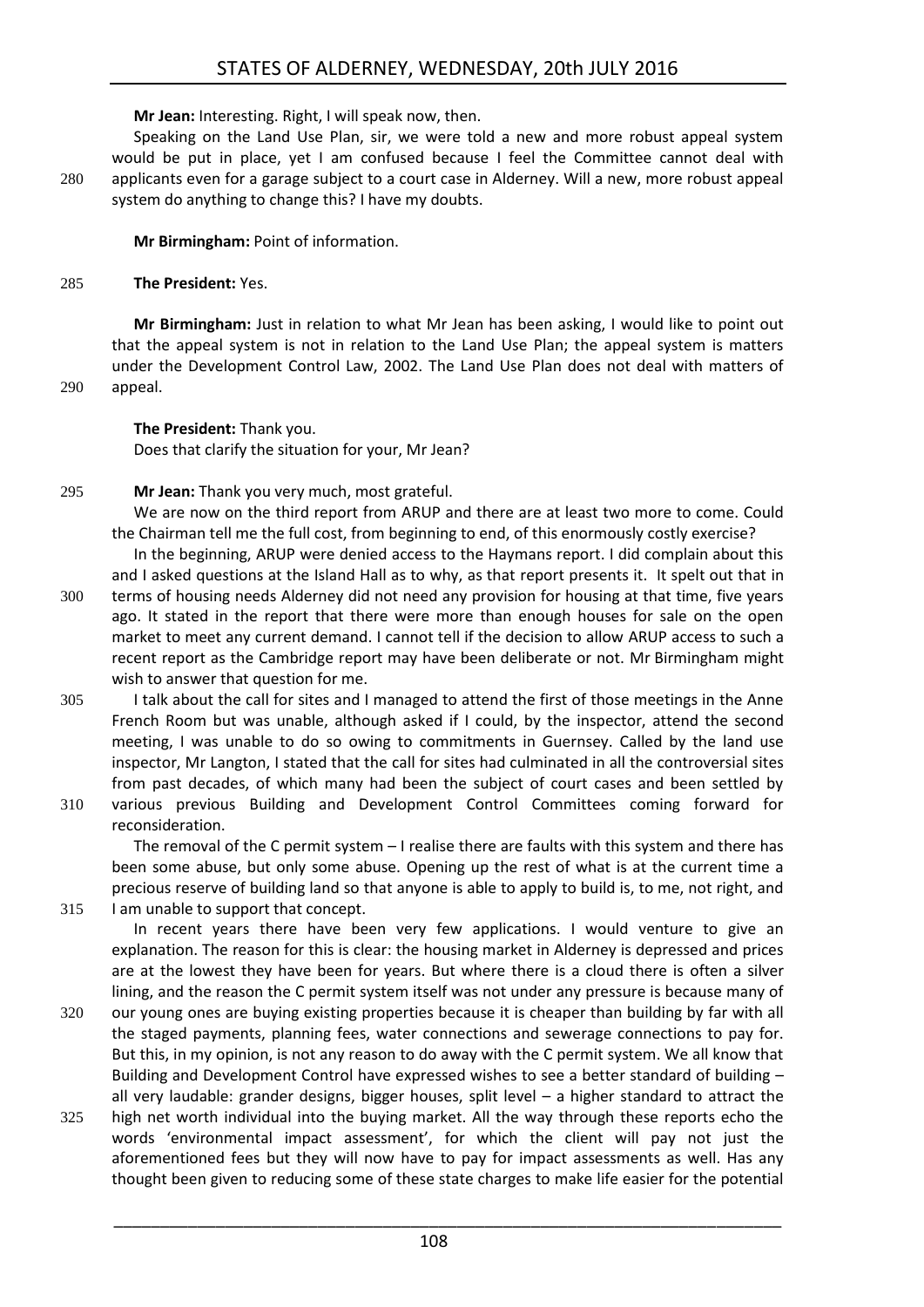**Mr Jean:** Interesting. Right, I will speak now, then.

Speaking on the Land Use Plan, sir, we were told a new and more robust appeal system would be put in place, yet I am confused because I feel the Committee cannot deal with applicants even for a garage subject to a court case in Alderney. Will a new, more robust appeal system do anything to change this? I have my doubts.

**Mr Birmingham:** Point of information.

**The President:** Yes.

**Mr Birmingham:** Just in relation to what Mr Jean has been asking, I would like to point out that the appeal system is not in relation to the Land Use Plan; the appeal system is matters under the Development Control Law, 2002. The Land Use Plan does not deal with matters of appeal.

**The President:** Thank you.

Does that clarify the situation for your, Mr Jean?

**Mr Jean:** Thank you very much, most grateful.

We are now on the third report from ARUP and there are at least two more to come. Could the Chairman tell me the full cost, from beginning to end, of this enormously costly exercise?

In the beginning, ARUP were denied access to the Haymans report. I did complain about this and I asked questions at the Island Hall as to why, as that report presents it. It spelt out that in terms of housing needs Alderney did not need any provision for housing at that time, five years ago. It stated in the report that there were more than enough houses for sale on the open market to meet any current demand. I cannot tell if the decision to allow ARUP access to such a recent report as the Cambridge report may have been deliberate or not. Mr Birmingham might wish to answer that question for me.

I talk about the call for sites and I managed to attend the first of those meetings in the Anne French Room but was unable, although asked if I could, by the inspector, attend the second meeting, I was unable to do so owing to commitments in Guernsey. Called by the land use inspector, Mr Langton, I stated that the call for sites had culminated in all the controversial sites from past decades, of which many had been the subject of court cases and been settled by various previous Building and Development Control Committees coming forward for reconsideration.

The removal of the C permit system – I realise there are faults with this system and there has been some abuse, but only some abuse. Opening up the rest of what is at the current time a precious reserve of building land so that anyone is able to apply to build is, to me, not right, and I am unable to support that concept.

In recent years there have been very few applications. I would venture to give an explanation. The reason for this is clear: the housing market in Alderney is depressed and prices are at the lowest they have been for years. But where there is a cloud there is often a silver lining, and the reason the C permit system itself was not under any pressure is because many of our young ones are buying existing properties because it is cheaper than building by far with all the staged payments, planning fees, water connections and sewerage connections to pay for. But this, in my opinion, is not any reason to do away with the C permit system. We all know that Building and Development Control have expressed wishes to see a better standard of building – all very laudable: grander designs, bigger houses, split level – a higher standard to attract the high net worth individual into the buying market. All the way through these reports echo the words 'environmental impact assessment', for which the client will pay not just the aforementioned fees but they will now have to pay for impact assessments as well. Has any thought been given to reducing some of these state charges to make life easier for the potential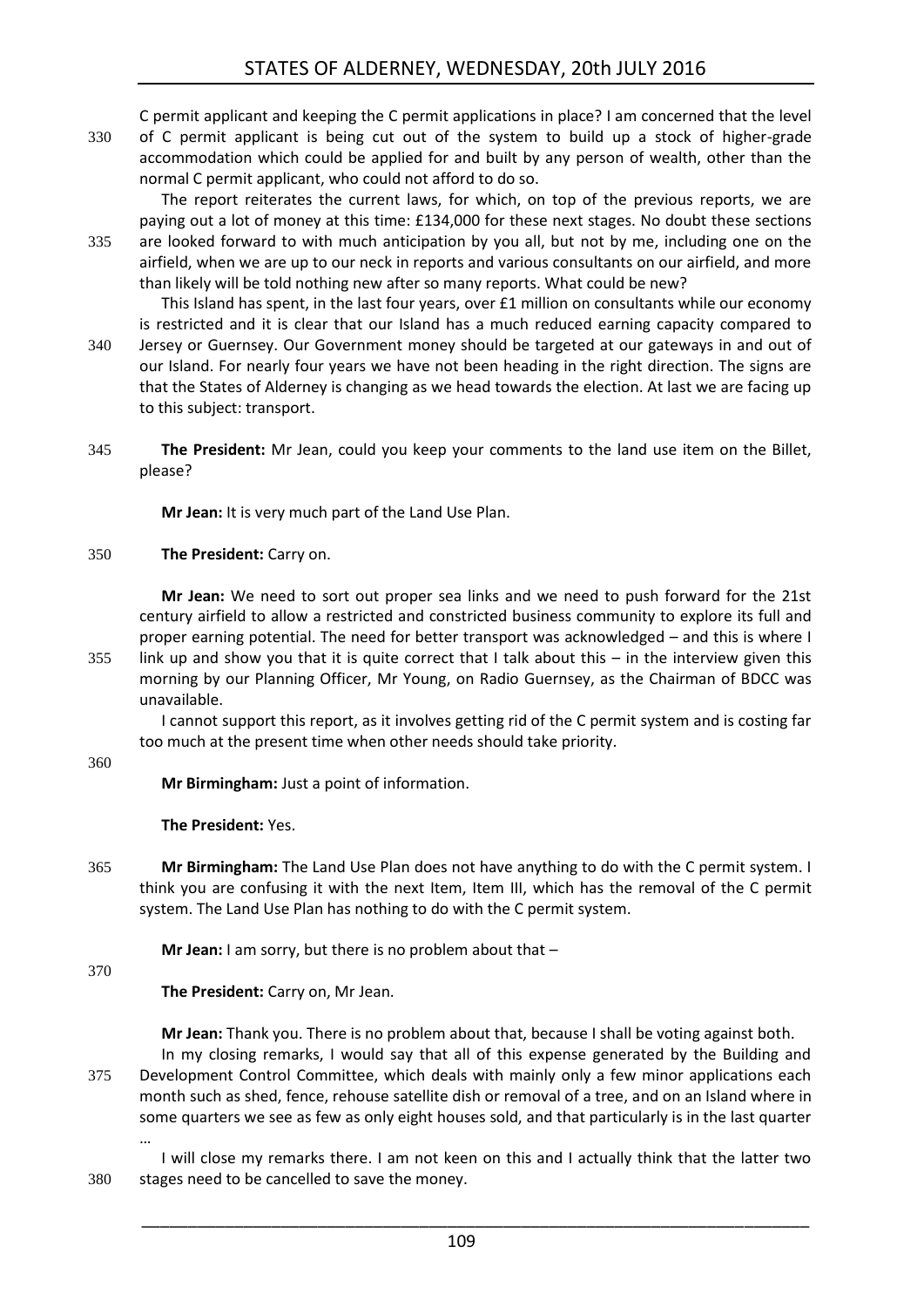C permit applicant and keeping the C permit applications in place? I am concerned that the level of C permit applicant is being cut out of the system to build up a stock of higher-grade accommodation which could be applied for and built by any person of wealth, other than the normal C permit applicant, who could not afford to do so.

The report reiterates the current laws, for which, on top of the previous reports, we are paying out a lot of money at this time: £134,000 for these next stages. No doubt these sections are looked forward to with much anticipation by you all, but not by me, including one on the airfield, when we are up to our neck in reports and various consultants on our airfield, and more than likely will be told nothing new after so many reports. What could be new?

This Island has spent, in the last four years, over £1 million on consultants while our economy is restricted and it is clear that our Island has a much reduced earning capacity compared to Jersey or Guernsey. Our Government money should be targeted at our gateways in and out of our Island. For nearly four years we have not been heading in the right direction. The signs are that the States of Alderney is changing as we head towards the election. At last we are facing up to this subject: transport.

**The President:** Mr Jean, could you keep your comments to the land use item on the Billet, please?

**Mr Jean:** It is very much part of the Land Use Plan.

**The President:** Carry on.

**Mr Jean:** We need to sort out proper sea links and we need to push forward for the 21st century airfield to allow a restricted and constricted business community to explore its full and proper earning potential. The need for better transport was acknowledged – and this is where I link up and show you that it is quite correct that I talk about this – in the interview given this morning by our Planning Officer, Mr Young, on Radio Guernsey, as the Chairman of BDCC was unavailable.

I cannot support this report, as it involves getting rid of the C permit system and is costing far too much at the present time when other needs should take priority.

**Mr Birmingham:** Just a point of information.

**The President:** Yes.

**Mr Birmingham:** The Land Use Plan does not have anything to do with the C permit system. I think you are confusing it with the next Item, Item III, which has the removal of the C permit system. The Land Use Plan has nothing to do with the C permit system.

**Mr Jean:** I am sorry, but there is no problem about that –

**The President:** Carry on, Mr Jean.

**Mr Jean:** Thank you. There is no problem about that, because I shall be voting against both.

In my closing remarks, I would say that all of this expense generated by the Building and Development Control Committee, which deals with mainly only a few minor applications each month such as shed, fence, rehouse satellite dish or removal of a tree, and on an Island where in some quarters we see as few as only eight houses sold, and that particularly is in the last quarter …

I will close my remarks there. I am not keen on this and I actually think that the latter two stages need to be cancelled to save the money.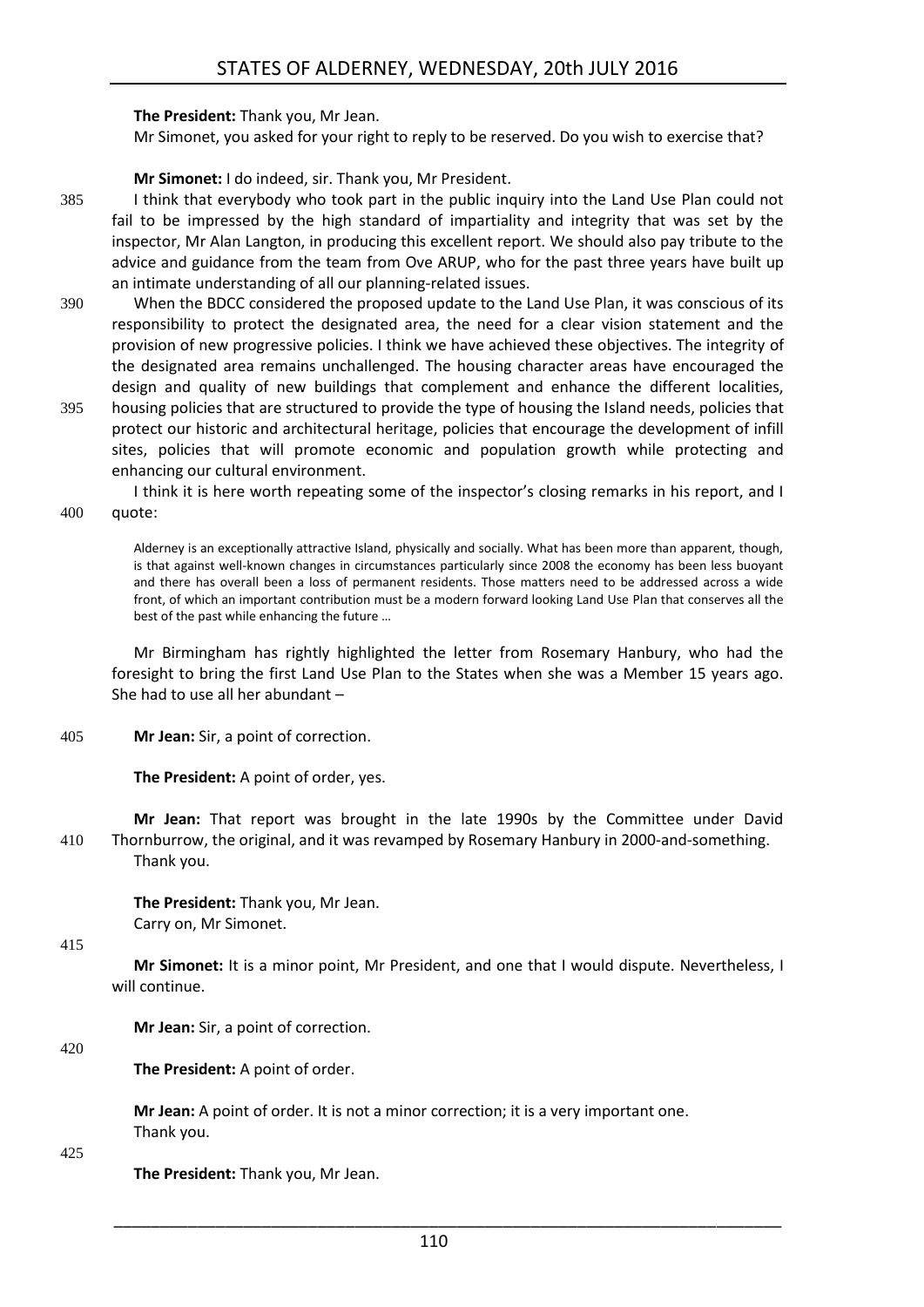**The President:** Thank you, Mr Jean.

Mr Simonet, you asked for your right to reply to be reserved. Do you wish to exercise that?

**Mr Simonet:** I do indeed, sir. Thank you, Mr President.

I think that everybody who took part in the public inquiry into the Land Use Plan could not fail to be impressed by the high standard of impartiality and integrity that was set by the inspector, Mr Alan Langton, in producing this excellent report. We should also pay tribute to the advice and guidance from the team from Ove ARUP, who for the past three years have built up an intimate understanding of all our planning-related issues.

When the BDCC considered the proposed update to the Land Use Plan, it was conscious of its responsibility to protect the designated area, the need for a clear vision statement and the provision of new progressive policies. I think we have achieved these objectives. The integrity of the designated area remains unchallenged. The housing character areas have encouraged the design and quality of new buildings that complement and enhance the different localities, housing policies that are structured to provide the type of housing the Island needs, policies that protect our historic and architectural heritage, policies that encourage the development of infill sites, policies that will promote economic and population growth while protecting and enhancing our cultural environment.

I think it is here worth repeating some of the inspector's closing remarks in his report, and I quote:

> Alderney is an exceptionally attractive Island, physically and socially. What has been more than apparent, though, is that against well-known changes in circumstances particularly since 2008 the economy has been less buoyant and there has overall been a loss of permanent residents. Those matters need to be addressed across a wide front, of which an important contribution must be a modern forward looking Land Use Plan that conserves all the best of the past while enhancing the future …

Mr Birmingham has rightly highlighted the letter from Rosemary Hanbury, who had the foresight to bring the first Land Use Plan to the States when she was a Member 15 years ago. She had to use all her abundant –

**Mr Jean:** Sir, a point of correction.

**The President:** A point of order, yes.

**Mr Jean:** That report was brought in the late 1990s by the Committee under David Thornburrow, the original, and it was revamped by Rosemary Hanbury in 2000-and-something.

Thank you.

**The President:** Thank you, Mr Jean.

Carry on, Mr Simonet.

**Mr Simonet:** It is a minor point, Mr President, and one that I would dispute. Nevertheless, I will continue.

**Mr Jean:** Sir, a point of correction.

**The President:** A point of order.

**Mr Jean:** A point of order. It is not a minor correction; it is a very important one.

Thank you.

**The President:** Thank you, Mr Jean.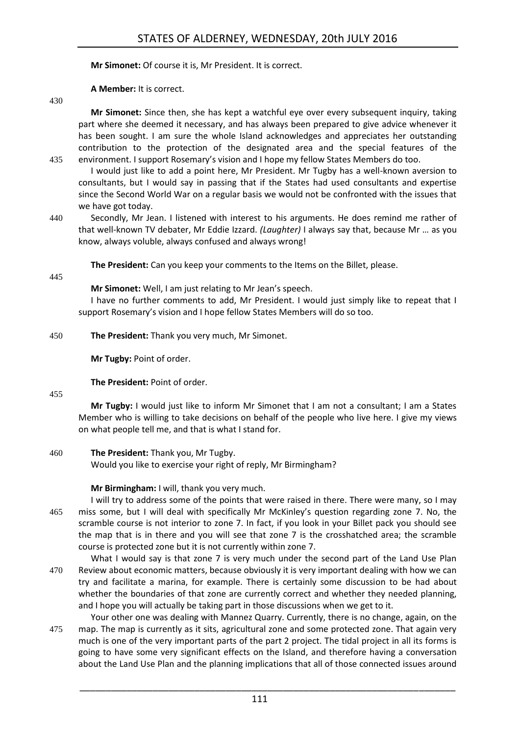**Mr Simonet:** Of course it is, Mr President. It is correct.

**A Member:** It is correct.

**Mr Simonet:** Since then, she has kept a watchful eye over every subsequent inquiry, taking part where she deemed it necessary, and has always been prepared to give advice whenever it has been sought. I am sure the whole Island acknowledges and appreciates her outstanding contribution to the protection of the designated area and the special features of the environment. I support Rosemary's vision and I hope my fellow States Members do too.

I would just like to add a point here, Mr President. Mr Tugby has a well-known aversion to consultants, but I would say in passing that if the States had used consultants and expertise since the Second World War on a regular basis we would not be confronted with the issues that we have got today.

Secondly, Mr Jean. I listened with interest to his arguments. He does remind me rather of that well-known TV debater, Mr Eddie Izzard. *(Laughter)* I always say that, because Mr … as you know, always voluble, always confused and always wrong!

**The President:** Can you keep your comments to the Items on the Billet, please.

**Mr Simonet:** Well, I am just relating to Mr Jean's speech.

I have no further comments to add, Mr President. I would just simply like to repeat that I support Rosemary's vision and I hope fellow States Members will do so too.

**The President:** Thank you very much, Mr Simonet.

**Mr Tugby:** Point of order.

**The President:** Point of order.

**Mr Tugby:** I would just like to inform Mr Simonet that I am not a consultant; I am a States Member who is willing to take decisions on behalf of the people who live here. I give my views on what people tell me, and that is what I stand for.

**The President:** Thank you, Mr Tugby.

Would you like to exercise your right of reply, Mr Birmingham?

**Mr Birmingham:** I will, thank you very much.

I will try to address some of the points that were raised in there. There were many, so I may miss some, but I will deal with specifically Mr McKinley's question regarding zone 7. No, the scramble course is not interior to zone 7. In fact, if you look in your Billet pack you should see the map that is in there and you will see that zone 7 is the crosshatched area; the scramble course is protected zone but it is not currently within zone 7.

What I would say is that zone 7 is very much under the second part of the Land Use Plan Review about economic matters, because obviously it is very important dealing with how we can try and facilitate a marina, for example. There is certainly some discussion to be had about whether the boundaries of that zone are currently correct and whether they needed planning, and I hope you will actually be taking part in those discussions when we get to it.

Your other one was dealing with Mannez Quarry. Currently, there is no change, again, on the map. The map is currently as it sits, agricultural zone and some protected zone. That again very much is one of the very important parts of the part 2 project. The tidal project in all its forms is going to have some very significant effects on the Island, and therefore having a conversation about the Land Use Plan and the planning implications that all of those connected issues around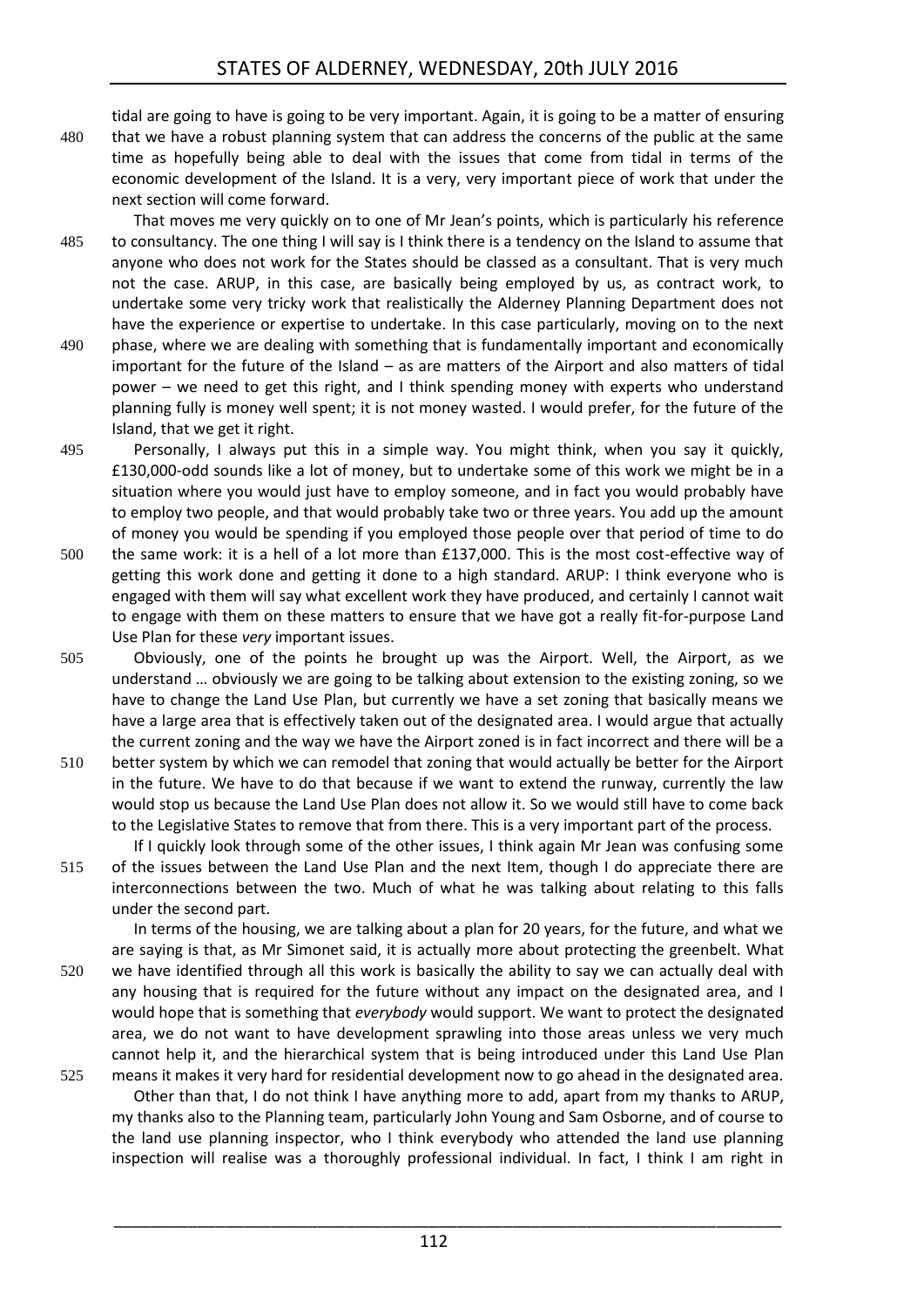tidal are going to have is going to be very important. Again, it is going to be a matter of ensuring that we have a robust planning system that can address the concerns of the public at the same time as hopefully being able to deal with the issues that come from tidal in terms of the economic development of the Island. It is a very, very important piece of work that under the next section will come forward.

That moves me very quickly on to one of Mr Jean's points, which is particularly his reference to consultancy. The one thing I will say is I think there is a tendency on the Island to assume that anyone who does not work for the States should be classed as a consultant. That is very much not the case. ARUP, in this case, are basically being employed by us, as contract work, to undertake some very tricky work that realistically the Alderney Planning Department does not have the experience or expertise to undertake. In this case particularly, moving on to the next phase, where we are dealing with something that is fundamentally important and economically important for the future of the Island – as are matters of the Airport and also matters of tidal power – we need to get this right, and I think spending money with experts who understand planning fully is money well spent; it is not money wasted. I would prefer, for the future of the Island, that we get it right.

Personally, I always put this in a simple way. You might think, when you say it quickly, £130,000-odd sounds like a lot of money, but to undertake some of this work we might be in a situation where you would just have to employ someone, and in fact you would probably have to employ two people, and that would probably take two or three years. You add up the amount of money you would be spending if you employed those people over that period of time to do the same work: it is a hell of a lot more than £137,000. This is the most cost-effective way of getting this work done and getting it done to a high standard. ARUP: I think everyone who is engaged with them will say what excellent work they have produced, and certainly I cannot wait to engage with them on these matters to ensure that we have got a really fit-for-purpose Land Use Plan for these *very* important issues.

Obviously, one of the points he brought up was the Airport. Well, the Airport, as we understand … obviously we are going to be talking about extension to the existing zoning, so we have to change the Land Use Plan, but currently we have a set zoning that basically means we have a large area that is effectively taken out of the designated area. I would argue that actually the current zoning and the way we have the Airport zoned is in fact incorrect and there will be a better system by which we can remodel that zoning that would actually be better for the Airport in the future. We have to do that because if we want to extend the runway, currently the law would stop us because the Land Use Plan does not allow it. So we would still have to come back to the Legislative States to remove that from there. This is a very important part of the process.

If I quickly look through some of the other issues, I think again Mr Jean was confusing some of the issues between the Land Use Plan and the next Item, though I do appreciate there are interconnections between the two. Much of what he was talking about relating to this falls under the second part.

In terms of the housing, we are talking about a plan for 20 years, for the future, and what we are saying is that, as Mr Simonet said, it is actually more about protecting the greenbelt. What we have identified through all this work is basically the ability to say we can actually deal with any housing that is required for the future without any impact on the designated area, and I would hope that is something that *everybody* would support. We want to protect the designated area, we do not want to have development sprawling into those areas unless we very much cannot help it, and the hierarchical system that is being introduced under this Land Use Plan means it makes it very hard for residential development now to go ahead in the designated area.

Other than that, I do not think I have anything more to add, apart from my thanks to ARUP, my thanks also to the Planning team, particularly John Young and Sam Osborne, and of course to the land use planning inspector, who I think everybody who attended the land use planning inspection will realise was a thoroughly professional individual. In fact, I think I am right in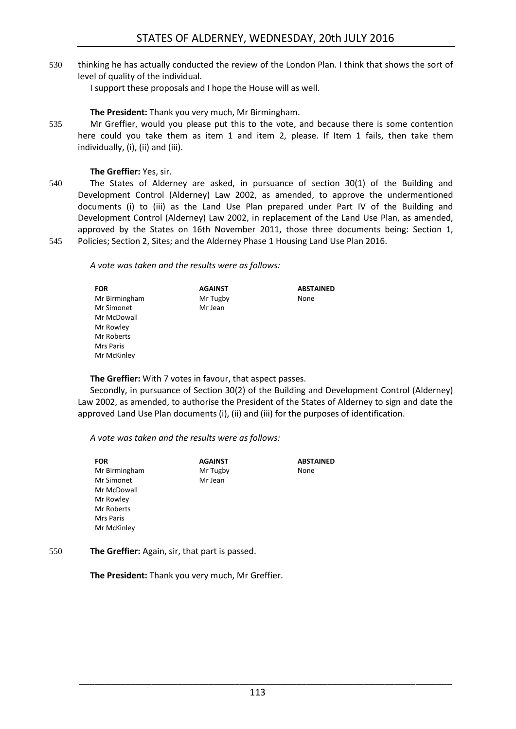thinking he has actually conducted the review of the London Plan. I think that shows the sort of level of quality of the individual.

I support these proposals and I hope the House will as well.

**The President:** Thank you very much, Mr Birmingham.

Mr Greffier, would you please put this to the vote, and because there is some contention here could you take them as item 1 and item 2, please. If Item 1 fails, then take them individually, (i), (ii) and (iii).

**The Greffier:** Yes, sir.

The States of Alderney are asked, in pursuance of section 30(1) of the Building and Development Control (Alderney) Law 2002, as amended, to approve the undermentioned documents (i) to (iii) as the Land Use Plan prepared under Part IV of the Building and Development Control (Alderney) Law 2002, in replacement of the Land Use Plan, as amended, approved by the States on 16th November 2011, those three documents being: Section 1, Policies; Section 2, Sites; and the Alderney Phase 1 Housing Land Use Plan 2016.

*A vote was taken and the results were as follows:*

| FOR | AGAINST | ABSTAINED |
|---|---|---|
| Mr Birmingham | Mr Tugby | None |
| Mr Simonet | Mr Jean | |
| Mr McDowall | | |
| Mr Rowley | | |
| Mr Roberts | | |
| Mrs Paris | | |
| Mr McKinley | | |

**The Greffier:** With 7 votes in favour, that aspect passes.

Secondly, in pursuance of Section 30(2) of the Building and Development Control (Alderney) Law 2002, as amended, to authorise the President of the States of Alderney to sign and date the approved Land Use Plan documents (i), (ii) and (iii) for the purposes of identification.

*A vote was taken and the results were as follows:*

| FOR | AGAINST | ABSTAINED |
|---|---|---|
| Mr Birmingham | Mr Tugby | None |
| Mr Simonet | Mr Jean | |
| Mr McDowall | | |
| Mr Rowley | | |
| Mr Roberts | | |
| Mrs Paris | | |
| Mr McKinley | | |

**The Greffier:** Again, sir, that part is passed.

**The President:** Thank you very much, Mr Greffier.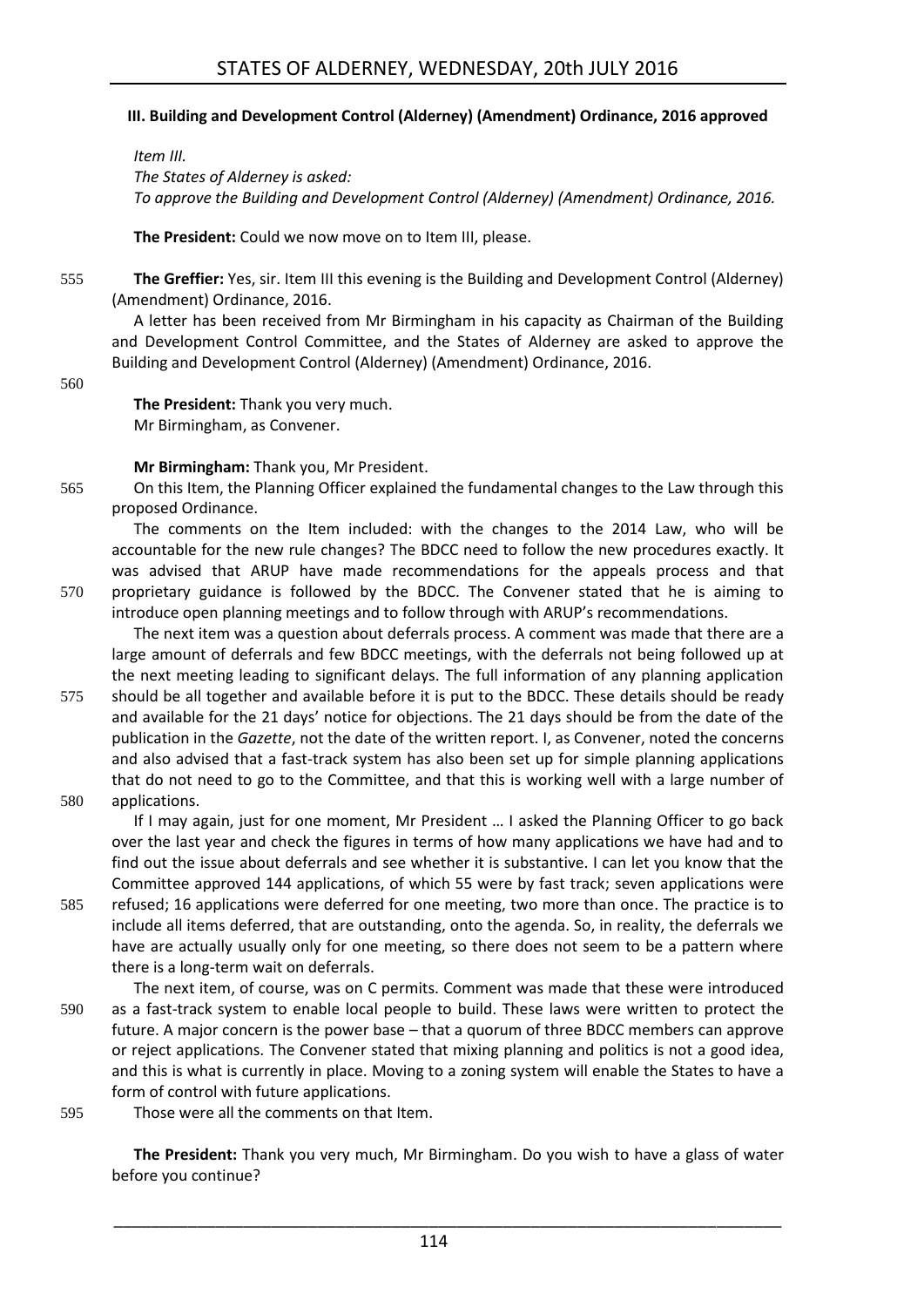### III. Building and Development Control (Alderney) (Amendment) Ordinance, 2016 approved

*Item III.*
*The States of Alderney is asked:*
*To approve the Building and Development Control (Alderney) (Amendment) Ordinance, 2016.*

**The President:** Could we now move on to Item III, please.

555 **The Greffier:** Yes, sir. Item III this evening is the Building and Development Control (Alderney) (Amendment) Ordinance, 2016.

A letter has been received from Mr Birmingham in his capacity as Chairman of the Building and Development Control Committee, and the States of Alderney are asked to approve the Building and Development Control (Alderney) (Amendment) Ordinance, 2016.

560

**The President:** Thank you very much.
Mr Birmingham, as Convener.

**Mr Birmingham:** Thank you, Mr President.

565 On this Item, the Planning Officer explained the fundamental changes to the Law through this proposed Ordinance.

The comments on the Item included: with the changes to the 2014 Law, who will be accountable for the new rule changes? The BDCC need to follow the new procedures exactly. It was advised that ARUP have made recommendations for the appeals process and that 570 proprietary guidance is followed by the BDCC. The Convener stated that he is aiming to introduce open planning meetings and to follow through with ARUP's recommendations.

The next item was a question about deferrals process. A comment was made that there are a large amount of deferrals and few BDCC meetings, with the deferrals not being followed up at the next meeting leading to significant delays. The full information of any planning application 575 should be all together and available before it is put to the BDCC. These details should be ready and available for the 21 days' notice for objections. The 21 days should be from the date of the publication in the *Gazette*, not the date of the written report. I, as Convener, noted the concerns and also advised that a fast-track system has also been set up for simple planning applications that do not need to go to the Committee, and that this is working well with a large number of 580 applications.

If I may again, just for one moment, Mr President … I asked the Planning Officer to go back over the last year and check the figures in terms of how many applications we have had and to find out the issue about deferrals and see whether it is substantive. I can let you know that the Committee approved 144 applications, of which 55 were by fast track; seven applications were 585 refused; 16 applications were deferred for one meeting, two more than once. The practice is to include all items deferred, that are outstanding, onto the agenda. So, in reality, the deferrals we have are actually usually only for one meeting, so there does not seem to be a pattern where there is a long-term wait on deferrals.

The next item, of course, was on C permits. Comment was made that these were introduced 590 as a fast-track system to enable local people to build. These laws were written to protect the future. A major concern is the power base – that a quorum of three BDCC members can approve or reject applications. The Convener stated that mixing planning and politics is not a good idea, and this is what is currently in place. Moving to a zoning system will enable the States to have a form of control with future applications.

595 Those were all the comments on that Item.

**The President:** Thank you very much, Mr Birmingham. Do you wish to have a glass of water before you continue?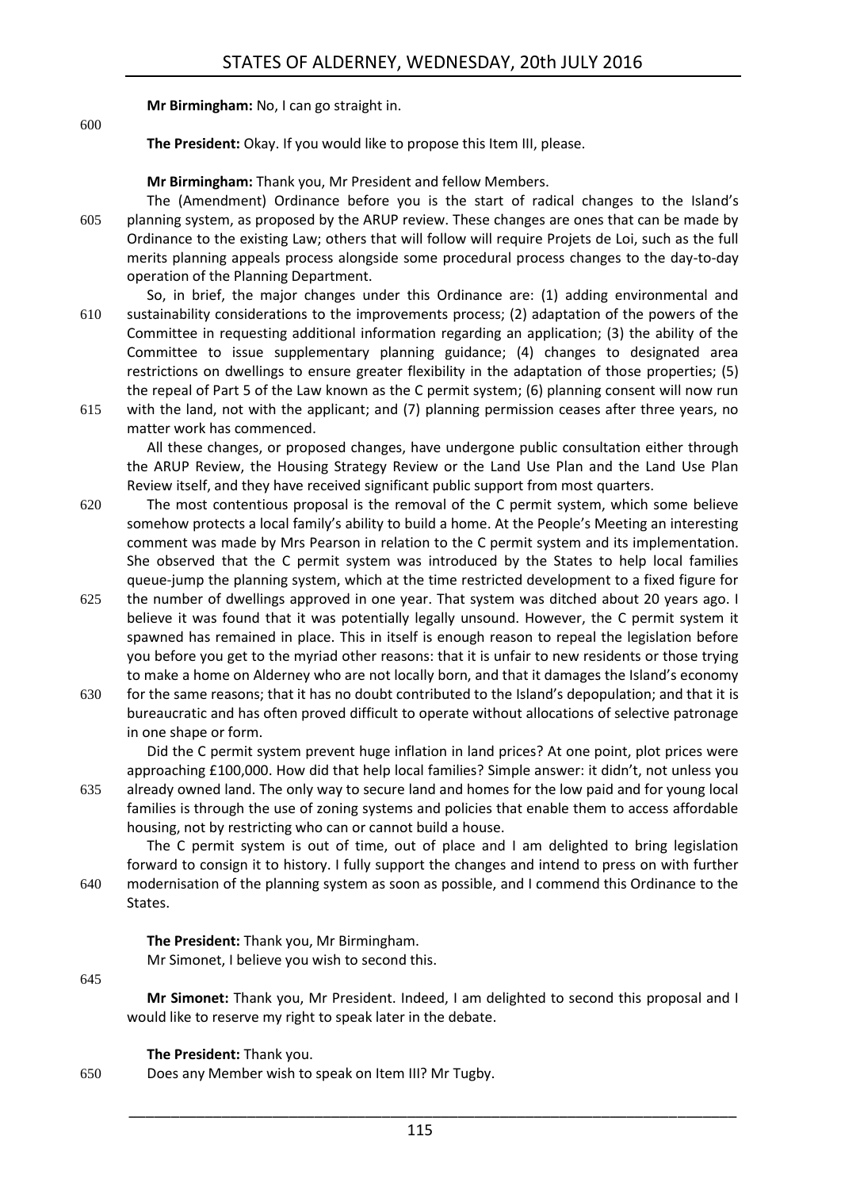**Mr Birmingham:** No, I can go straight in.

**The President:** Okay. If you would like to propose this Item III, please.

**Mr Birmingham:** Thank you, Mr President and fellow Members.

The (Amendment) Ordinance before you is the start of radical changes to the Island's planning system, as proposed by the ARUP review. These changes are ones that can be made by Ordinance to the existing Law; others that will follow will require Projets de Loi, such as the full merits planning appeals process alongside some procedural process changes to the day-to-day operation of the Planning Department.

So, in brief, the major changes under this Ordinance are: (1) adding environmental and sustainability considerations to the improvements process; (2) adaptation of the powers of the Committee in requesting additional information regarding an application; (3) the ability of the Committee to issue supplementary planning guidance; (4) changes to designated area restrictions on dwellings to ensure greater flexibility in the adaptation of those properties; (5) the repeal of Part 5 of the Law known as the C permit system; (6) planning consent will now run with the land, not with the applicant; and (7) planning permission ceases after three years, no matter work has commenced.

All these changes, or proposed changes, have undergone public consultation either through the ARUP Review, the Housing Strategy Review or the Land Use Plan and the Land Use Plan Review itself, and they have received significant public support from most quarters.

The most contentious proposal is the removal of the C permit system, which some believe somehow protects a local family's ability to build a home. At the People's Meeting an interesting comment was made by Mrs Pearson in relation to the C permit system and its implementation. She observed that the C permit system was introduced by the States to help local families queue-jump the planning system, which at the time restricted development to a fixed figure for the number of dwellings approved in one year. That system was ditched about 20 years ago. I believe it was found that it was potentially legally unsound. However, the C permit system it spawned has remained in place. This in itself is enough reason to repeal the legislation before you before you get to the myriad other reasons: that it is unfair to new residents or those trying to make a home on Alderney who are not locally born, and that it damages the Island's economy for the same reasons; that it has no doubt contributed to the Island's depopulation; and that it is bureaucratic and has often proved difficult to operate without allocations of selective patronage in one shape or form.

Did the C permit system prevent huge inflation in land prices? At one point, plot prices were approaching £100,000. How did that help local families? Simple answer: it didn't, not unless you already owned land. The only way to secure land and homes for the low paid and for young local families is through the use of zoning systems and policies that enable them to access affordable housing, not by restricting who can or cannot build a house.

The C permit system is out of time, out of place and I am delighted to bring legislation forward to consign it to history. I fully support the changes and intend to press on with further modernisation of the planning system as soon as possible, and I commend this Ordinance to the States.

**The President:** Thank you, Mr Birmingham.
Mr Simonet, I believe you wish to second this.

**Mr Simonet:** Thank you, Mr President. Indeed, I am delighted to second this proposal and I would like to reserve my right to speak later in the debate.

**The President:** Thank you.
Does any Member wish to speak on Item III? Mr Tugby.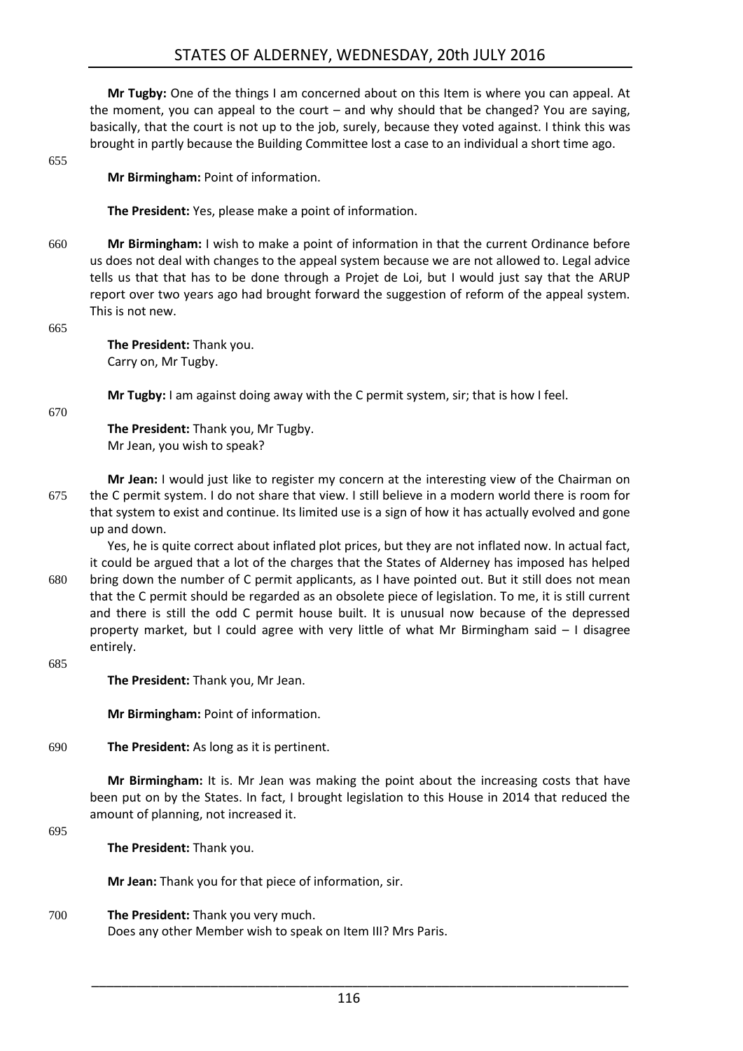**Mr Tugby:** One of the things I am concerned about on this Item is where you can appeal. At the moment, you can appeal to the court – and why should that be changed? You are saying, basically, that the court is not up to the job, surely, because they voted against. I think this was brought in partly because the Building Committee lost a case to an individual a short time ago.

**Mr Birmingham:** Point of information.

**The President:** Yes, please make a point of information.

**Mr Birmingham:** I wish to make a point of information in that the current Ordinance before us does not deal with changes to the appeal system because we are not allowed to. Legal advice tells us that that has to be done through a Projet de Loi, but I would just say that the ARUP report over two years ago had brought forward the suggestion of reform of the appeal system. This is not new.

**The President:** Thank you.
Carry on, Mr Tugby.

**Mr Tugby:** I am against doing away with the C permit system, sir; that is how I feel.

**The President:** Thank you, Mr Tugby.
Mr Jean, you wish to speak?

**Mr Jean:** I would just like to register my concern at the interesting view of the Chairman on the C permit system. I do not share that view. I still believe in a modern world there is room for that system to exist and continue. Its limited use is a sign of how it has actually evolved and gone up and down.

Yes, he is quite correct about inflated plot prices, but they are not inflated now. In actual fact, it could be argued that a lot of the charges that the States of Alderney has imposed has helped bring down the number of C permit applicants, as I have pointed out. But it still does not mean that the C permit should be regarded as an obsolete piece of legislation. To me, it is still current and there is still the odd C permit house built. It is unusual now because of the depressed property market, but I could agree with very little of what Mr Birmingham said – I disagree entirely.

**The President:** Thank you, Mr Jean.

**Mr Birmingham:** Point of information.

**The President:** As long as it is pertinent.

**Mr Birmingham:** It is. Mr Jean was making the point about the increasing costs that have been put on by the States. In fact, I brought legislation to this House in 2014 that reduced the amount of planning, not increased it.

**The President:** Thank you.

**Mr Jean:** Thank you for that piece of information, sir.

**The President:** Thank you very much.
Does any other Member wish to speak on Item III? Mrs Paris.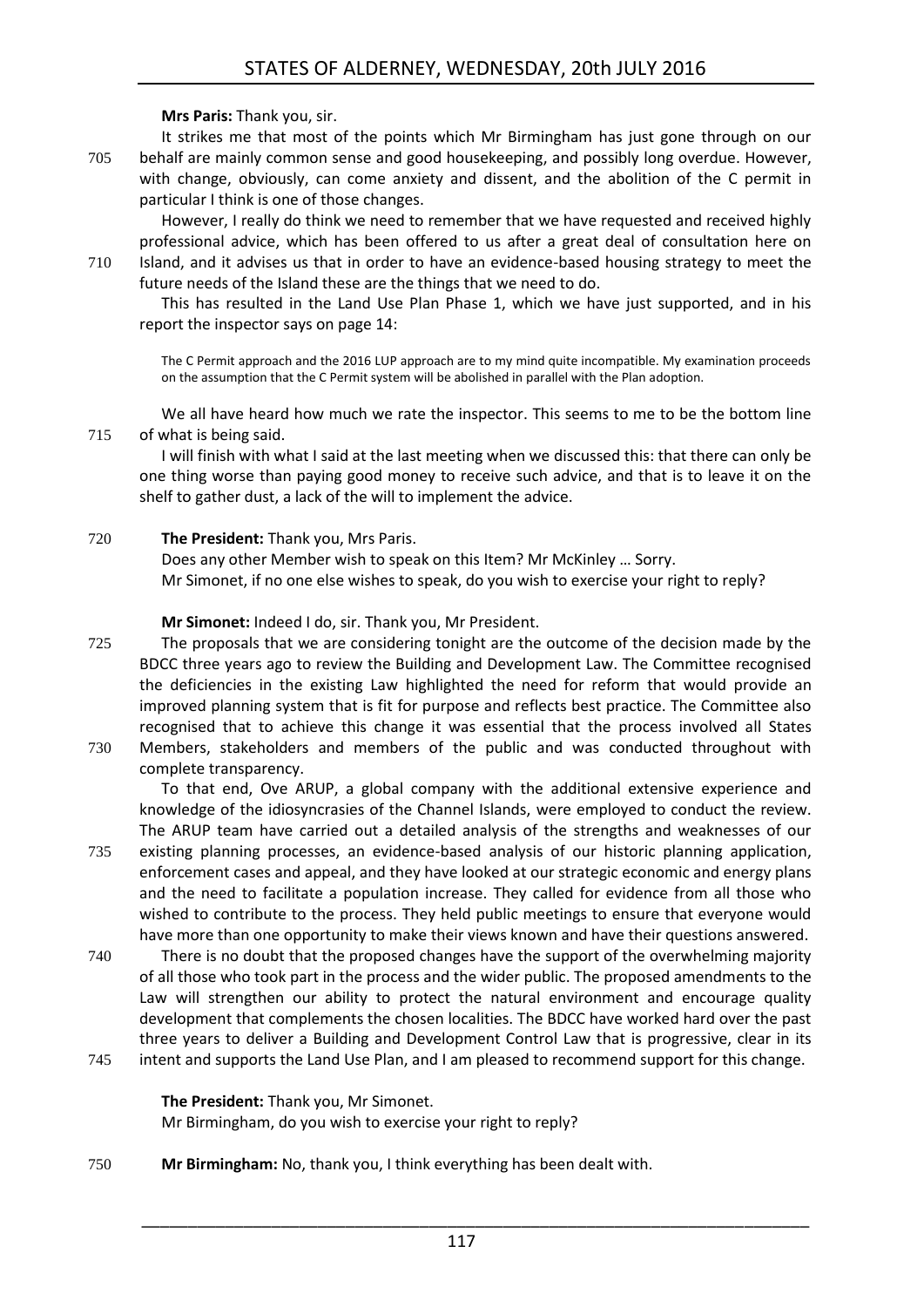**Mrs Paris:** Thank you, sir.

It strikes me that most of the points which Mr Birmingham has just gone through on our behalf are mainly common sense and good housekeeping, and possibly long overdue. However, with change, obviously, can come anxiety and dissent, and the abolition of the C permit in particular I think is one of those changes.

However, I really do think we need to remember that we have requested and received highly professional advice, which has been offered to us after a great deal of consultation here on Island, and it advises us that in order to have an evidence-based housing strategy to meet the future needs of the Island these are the things that we need to do.

This has resulted in the Land Use Plan Phase 1, which we have just supported, and in his report the inspector says on page 14:

> The C Permit approach and the 2016 LUP approach are to my mind quite incompatible. My examination proceeds on the assumption that the C Permit system will be abolished in parallel with the Plan adoption.

We all have heard how much we rate the inspector. This seems to me to be the bottom line of what is being said.

I will finish with what I said at the last meeting when we discussed this: that there can only be one thing worse than paying good money to receive such advice, and that is to leave it on the shelf to gather dust, a lack of the will to implement the advice.

**The President:** Thank you, Mrs Paris.

Does any other Member wish to speak on this Item? Mr McKinley … Sorry.

Mr Simonet, if no one else wishes to speak, do you wish to exercise your right to reply?

**Mr Simonet:** Indeed I do, sir. Thank you, Mr President.

The proposals that we are considering tonight are the outcome of the decision made by the BDCC three years ago to review the Building and Development Law. The Committee recognised the deficiencies in the existing Law highlighted the need for reform that would provide an improved planning system that is fit for purpose and reflects best practice. The Committee also recognised that to achieve this change it was essential that the process involved all States Members, stakeholders and members of the public and was conducted throughout with complete transparency.

To that end, Ove ARUP, a global company with the additional extensive experience and knowledge of the idiosyncrasies of the Channel Islands, were employed to conduct the review. The ARUP team have carried out a detailed analysis of the strengths and weaknesses of our existing planning processes, an evidence-based analysis of our historic planning application, enforcement cases and appeal, and they have looked at our strategic economic and energy plans and the need to facilitate a population increase. They called for evidence from all those who wished to contribute to the process. They held public meetings to ensure that everyone would have more than one opportunity to make their views known and have their questions answered.

There is no doubt that the proposed changes have the support of the overwhelming majority of all those who took part in the process and the wider public. The proposed amendments to the Law will strengthen our ability to protect the natural environment and encourage quality development that complements the chosen localities. The BDCC have worked hard over the past three years to deliver a Building and Development Control Law that is progressive, clear in its intent and supports the Land Use Plan, and I am pleased to recommend support for this change.

**The President:** Thank you, Mr Simonet.

Mr Birmingham, do you wish to exercise your right to reply?

**Mr Birmingham:** No, thank you, I think everything has been dealt with.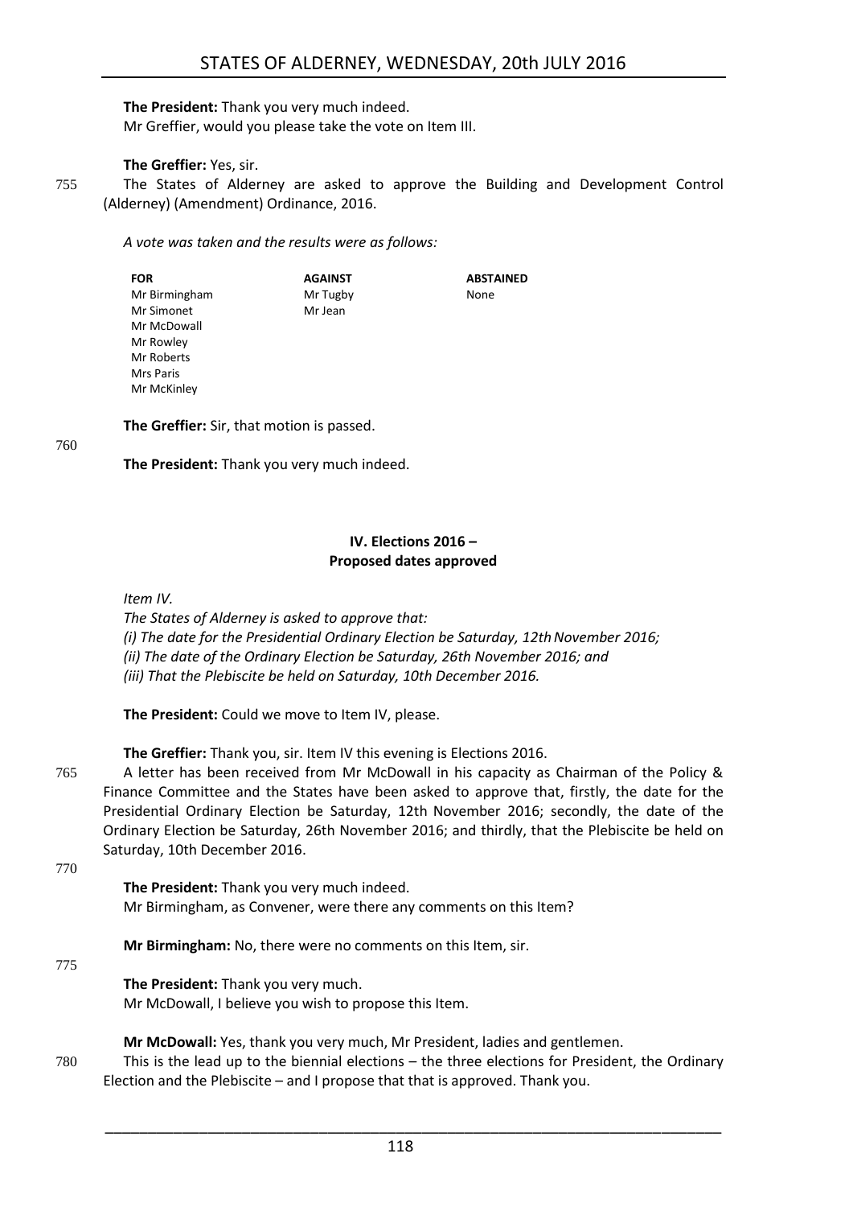**The President:** Thank you very much indeed.

Mr Greffier, would you please take the vote on Item III.

**The Greffier:** Yes, sir.

755 The States of Alderney are asked to approve the Building and Development Control (Alderney) (Amendment) Ordinance, 2016.

*A vote was taken and the results were as follows:*

| FOR | AGAINST | ABSTAINED |
|---|---|---|
| Mr Birmingham | Mr Tugby | None |
| Mr Simonet | Mr Jean | |
| Mr McDowall | | |
| Mr Rowley | | |
| Mr Roberts | | |
| Mrs Paris | | |
| Mr McKinley | | |

**The Greffier:** Sir, that motion is passed.

760

**The President:** Thank you very much indeed.

## IV. Elections 2016 – Proposed dates approved

*Item IV.*

*The States of Alderney is asked to approve that:*

*(i) The date for the Presidential Ordinary Election be Saturday, 12th November 2016;*

*(ii) The date of the Ordinary Election be Saturday, 26th November 2016; and*

*(iii) That the Plebiscite be held on Saturday, 10th December 2016.*

**The President:** Could we move to Item IV, please.

**The Greffier:** Thank you, sir. Item IV this evening is Elections 2016.

765 A letter has been received from Mr McDowall in his capacity as Chairman of the Policy & Finance Committee and the States have been asked to approve that, firstly, the date for the Presidential Ordinary Election be Saturday, 12th November 2016; secondly, the date of the Ordinary Election be Saturday, 26th November 2016; and thirdly, that the Plebiscite be held on Saturday, 10th December 2016.

770

**The President:** Thank you very much indeed.

Mr Birmingham, as Convener, were there any comments on this Item?

**Mr Birmingham:** No, there were no comments on this Item, sir.

775

**The President:** Thank you very much.

Mr McDowall, I believe you wish to propose this Item.

**Mr McDowall:** Yes, thank you very much, Mr President, ladies and gentlemen.

780 This is the lead up to the biennial elections – the three elections for President, the Ordinary Election and the Plebiscite – and I propose that that is approved. Thank you.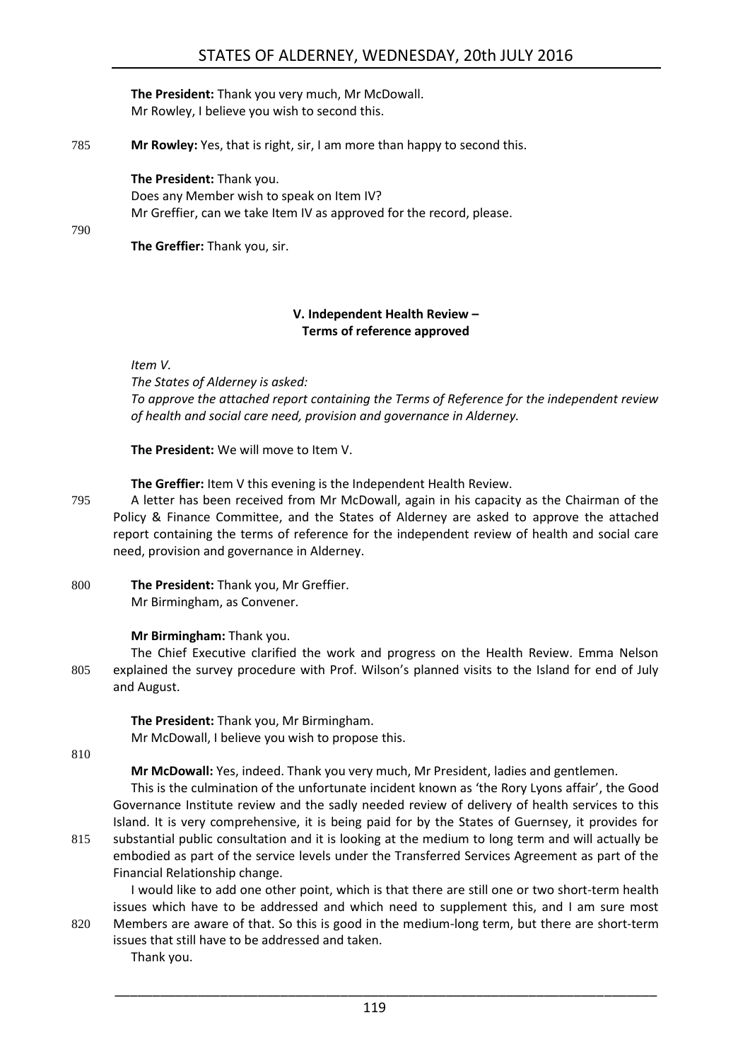**The President:** Thank you very much, Mr McDowall.
Mr Rowley, I believe you wish to second this.

785 **Mr Rowley:** Yes, that is right, sir, I am more than happy to second this.

**The President:** Thank you.
Does any Member wish to speak on Item IV?
Mr Greffier, can we take Item IV as approved for the record, please.

790

**The Greffier:** Thank you, sir.

## V. Independent Health Review – Terms of reference approved

*Item V.*

*The States of Alderney is asked:*

*To approve the attached report containing the Terms of Reference for the independent review of health and social care need, provision and governance in Alderney.*

**The President:** We will move to Item V.

**The Greffier:** Item V this evening is the Independent Health Review.

795 A letter has been received from Mr McDowall, again in his capacity as the Chairman of the Policy & Finance Committee, and the States of Alderney are asked to approve the attached report containing the terms of reference for the independent review of health and social care need, provision and governance in Alderney.

800 **The President:** Thank you, Mr Greffier.
Mr Birmingham, as Convener.

**Mr Birmingham:** Thank you.

The Chief Executive clarified the work and progress on the Health Review. Emma Nelson 805 explained the survey procedure with Prof. Wilson's planned visits to the Island for end of July and August.

**The President:** Thank you, Mr Birmingham.
Mr McDowall, I believe you wish to propose this.

810

**Mr McDowall:** Yes, indeed. Thank you very much, Mr President, ladies and gentlemen.

This is the culmination of the unfortunate incident known as 'the Rory Lyons affair', the Good Governance Institute review and the sadly needed review of delivery of health services to this Island. It is very comprehensive, it is being paid for by the States of Guernsey, it provides for 815 substantial public consultation and it is looking at the medium to long term and will actually be embodied as part of the service levels under the Transferred Services Agreement as part of the Financial Relationship change.

I would like to add one other point, which is that there are still one or two short-term health issues which have to be addressed and which need to supplement this, and I am sure most 820 Members are aware of that. So this is good in the medium-long term, but there are short-term issues that still have to be addressed and taken.

Thank you.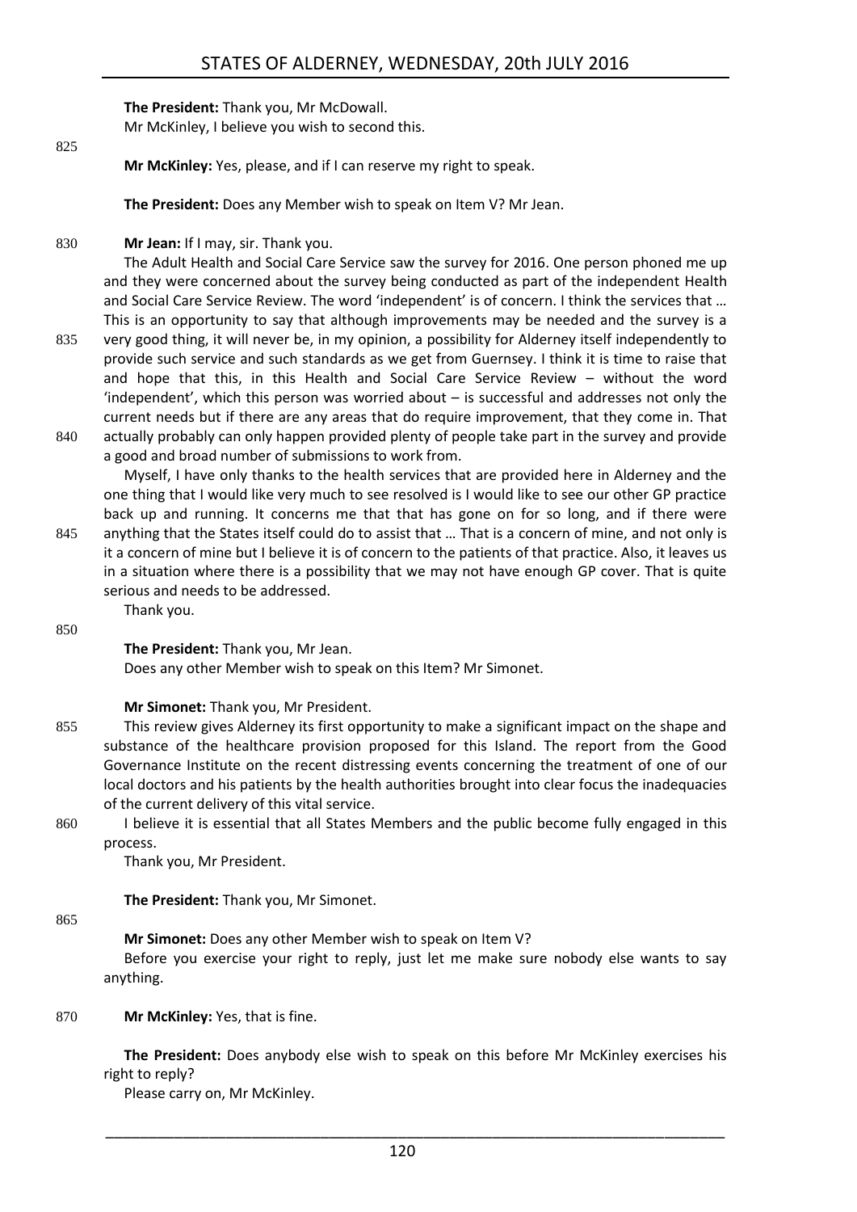**The President:** Thank you, Mr McDowall.

Mr McKinley, I believe you wish to second this.

**Mr McKinley:** Yes, please, and if I can reserve my right to speak.

**The President:** Does any Member wish to speak on Item V? Mr Jean.

**Mr Jean:** If I may, sir. Thank you.

The Adult Health and Social Care Service saw the survey for 2016. One person phoned me up and they were concerned about the survey being conducted as part of the independent Health and Social Care Service Review. The word 'independent' is of concern. I think the services that … This is an opportunity to say that although improvements may be needed and the survey is a very good thing, it will never be, in my opinion, a possibility for Alderney itself independently to provide such service and such standards as we get from Guernsey. I think it is time to raise that and hope that this, in this Health and Social Care Service Review – without the word 'independent', which this person was worried about – is successful and addresses not only the current needs but if there are any areas that do require improvement, that they come in. That actually probably can only happen provided plenty of people take part in the survey and provide a good and broad number of submissions to work from.

Myself, I have only thanks to the health services that are provided here in Alderney and the one thing that I would like very much to see resolved is I would like to see our other GP practice back up and running. It concerns me that that has gone on for so long, and if there were anything that the States itself could do to assist that … That is a concern of mine, and not only is it a concern of mine but I believe it is of concern to the patients of that practice. Also, it leaves us in a situation where there is a possibility that we may not have enough GP cover. That is quite serious and needs to be addressed.

Thank you.

**The President:** Thank you, Mr Jean.

Does any other Member wish to speak on this Item? Mr Simonet.

**Mr Simonet:** Thank you, Mr President.

This review gives Alderney its first opportunity to make a significant impact on the shape and substance of the healthcare provision proposed for this Island. The report from the Good Governance Institute on the recent distressing events concerning the treatment of one of our local doctors and his patients by the health authorities brought into clear focus the inadequacies of the current delivery of this vital service.

I believe it is essential that all States Members and the public become fully engaged in this process.

Thank you, Mr President.

**The President:** Thank you, Mr Simonet.

**Mr Simonet:** Does any other Member wish to speak on Item V?

Before you exercise your right to reply, just let me make sure nobody else wants to say anything.

**Mr McKinley:** Yes, that is fine.

**The President:** Does anybody else wish to speak on this before Mr McKinley exercises his right to reply?

Please carry on, Mr McKinley.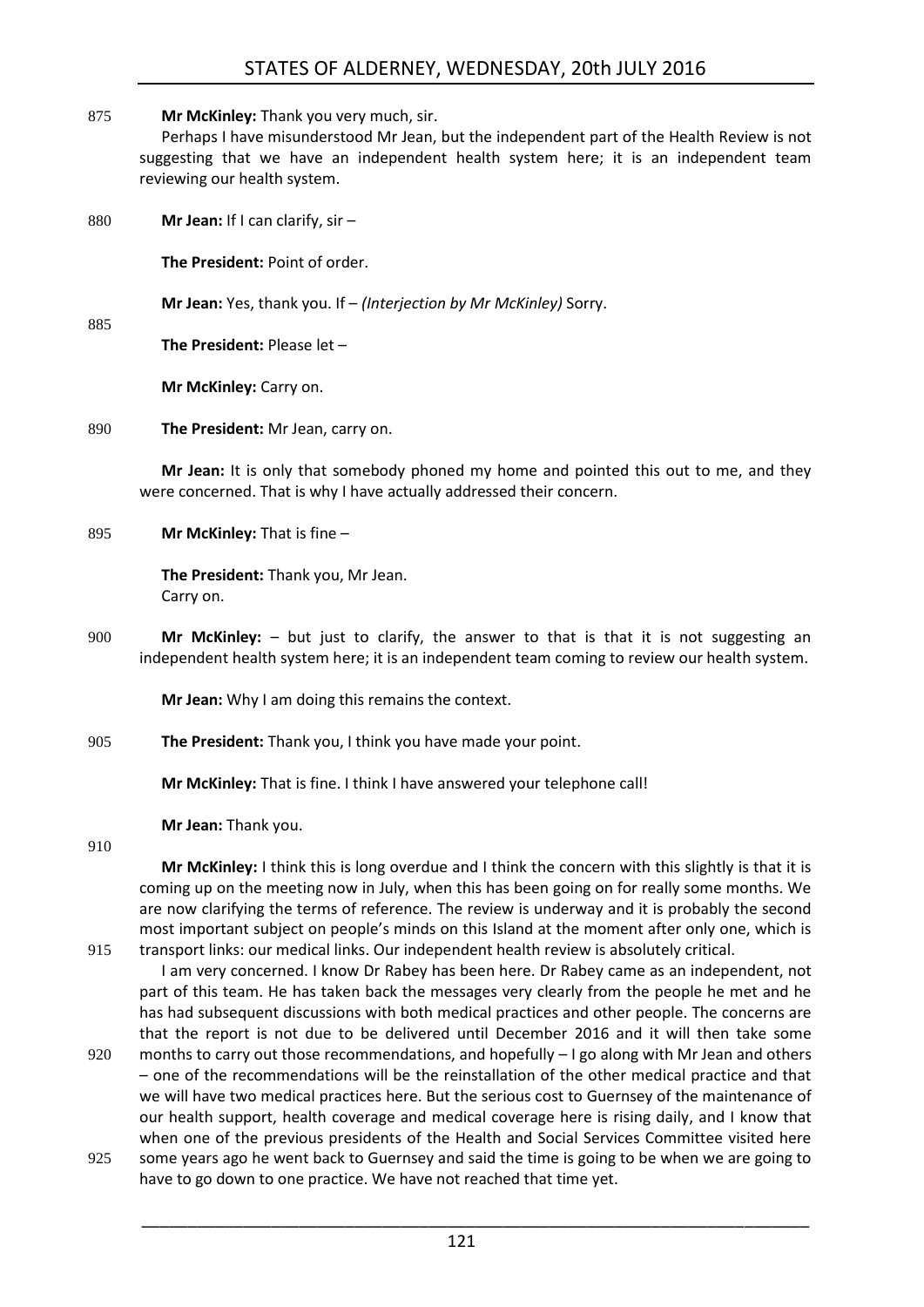**Mr McKinley:** Thank you very much, sir.

Perhaps I have misunderstood Mr Jean, but the independent part of the Health Review is not suggesting that we have an independent health system here; it is an independent team reviewing our health system.

**Mr Jean:** If I can clarify, sir –

**The President:** Point of order.

**Mr Jean:** Yes, thank you. If – *(Interjection by Mr McKinley)* Sorry.

**The President:** Please let –

**Mr McKinley:** Carry on.

**The President:** Mr Jean, carry on.

**Mr Jean:** It is only that somebody phoned my home and pointed this out to me, and they were concerned. That is why I have actually addressed their concern.

**Mr McKinley:** That is fine –

**The President:** Thank you, Mr Jean.
Carry on.

**Mr McKinley:** – but just to clarify, the answer to that is that it is not suggesting an independent health system here; it is an independent team coming to review our health system.

**Mr Jean:** Why I am doing this remains the context.

**The President:** Thank you, I think you have made your point.

**Mr McKinley:** That is fine. I think I have answered your telephone call!

**Mr Jean:** Thank you.

**Mr McKinley:** I think this is long overdue and I think the concern with this slightly is that it is coming up on the meeting now in July, when this has been going on for really some months. We are now clarifying the terms of reference. The review is underway and it is probably the second most important subject on people's minds on this Island at the moment after only one, which is transport links: our medical links. Our independent health review is absolutely critical.

I am very concerned. I know Dr Rabey has been here. Dr Rabey came as an independent, not part of this team. He has taken back the messages very clearly from the people he met and he has had subsequent discussions with both medical practices and other people. The concerns are that the report is not due to be delivered until December 2016 and it will then take some months to carry out those recommendations, and hopefully – I go along with Mr Jean and others – one of the recommendations will be the reinstallation of the other medical practice and that we will have two medical practices here. But the serious cost to Guernsey of the maintenance of our health support, health coverage and medical coverage here is rising daily, and I know that when one of the previous presidents of the Health and Social Services Committee visited here some years ago he went back to Guernsey and said the time is going to be when we are going to have to go down to one practice. We have not reached that time yet.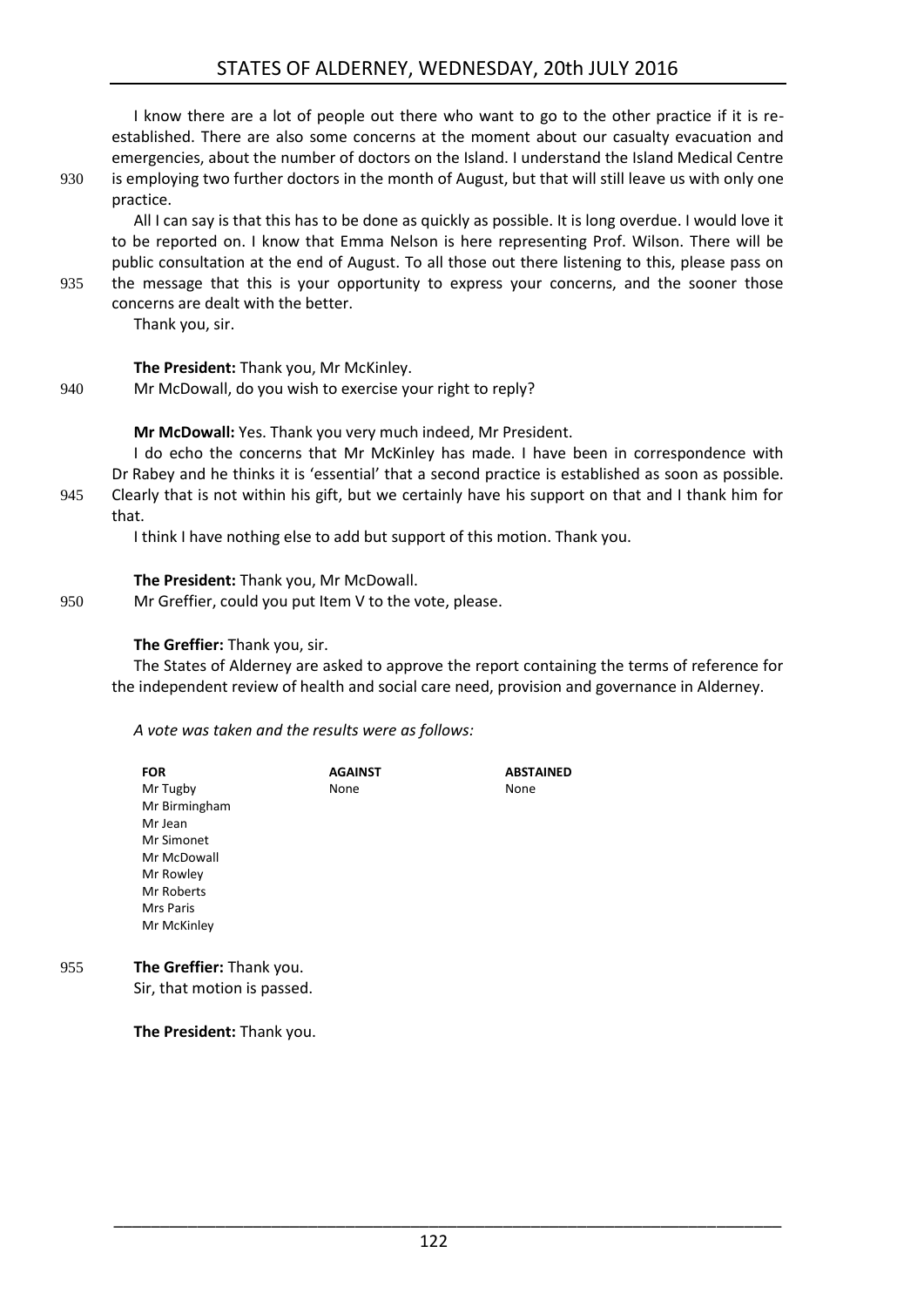I know there are a lot of people out there who want to go to the other practice if it is re-established. There are also some concerns at the moment about our casualty evacuation and emergencies, about the number of doctors on the Island. I understand the Island Medical Centre is employing two further doctors in the month of August, but that will still leave us with only one practice.

All I can say is that this has to be done as quickly as possible. It is long overdue. I would love it to be reported on. I know that Emma Nelson is here representing Prof. Wilson. There will be public consultation at the end of August. To all those out there listening to this, please pass on the message that this is your opportunity to express your concerns, and the sooner those concerns are dealt with the better.

Thank you, sir.

**The President:** Thank you, Mr McKinley.

Mr McDowall, do you wish to exercise your right to reply?

**Mr McDowall:** Yes. Thank you very much indeed, Mr President.

I do echo the concerns that Mr McKinley has made. I have been in correspondence with Dr Rabey and he thinks it is 'essential' that a second practice is established as soon as possible. Clearly that is not within his gift, but we certainly have his support on that and I thank him for that.

I think I have nothing else to add but support of this motion. Thank you.

**The President:** Thank you, Mr McDowall.

Mr Greffier, could you put Item V to the vote, please.

**The Greffier:** Thank you, sir.

The States of Alderney are asked to approve the report containing the terms of reference for the independent review of health and social care need, provision and governance in Alderney.

*A vote was taken and the results were as follows:*

| FOR | AGAINST | ABSTAINED |
|---|---|---|
| Mr Tugby | None | None |
| Mr Birmingham | | |
| Mr Jean | | |
| Mr Simonet | | |
| Mr McDowall | | |
| Mr Rowley | | |
| Mr Roberts | | |
| Mrs Paris | | |
| Mr McKinley | | |

**The Greffier:** Thank you.

Sir, that motion is passed.

**The President:** Thank you.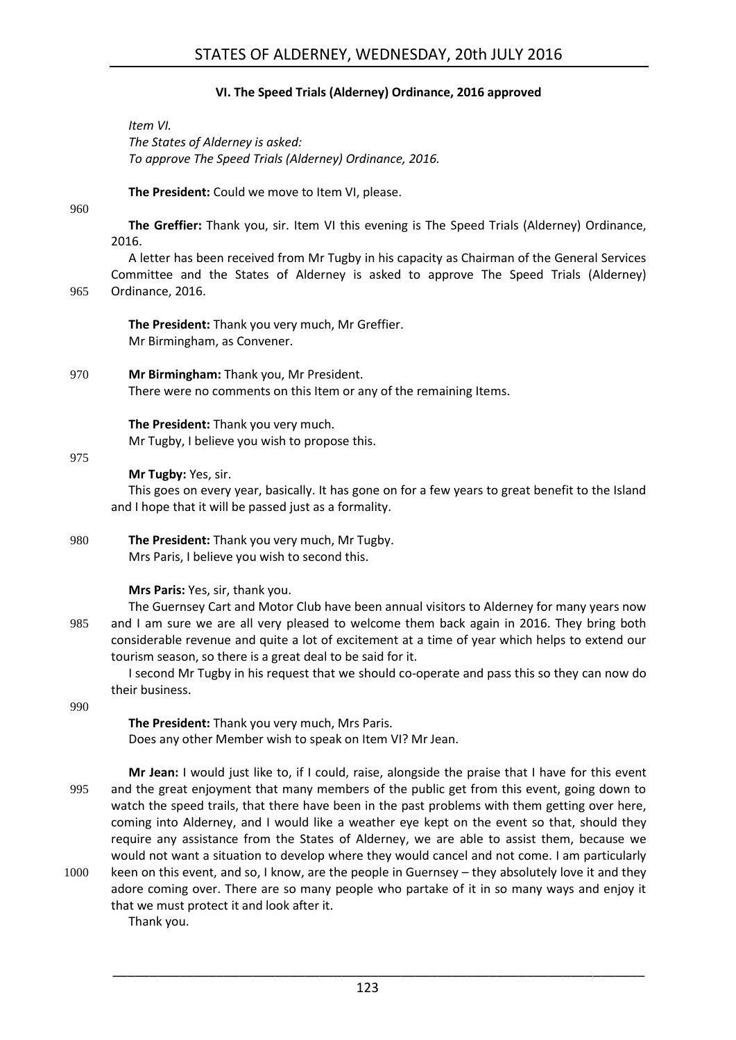### VI. The Speed Trials (Alderney) Ordinance, 2016 approved

*Item VI.*
*The States of Alderney is asked:*
*To approve The Speed Trials (Alderney) Ordinance, 2016.*

**The President:** Could we move to Item VI, please.

**The Greffier:** Thank you, sir. Item VI this evening is The Speed Trials (Alderney) Ordinance, 2016.

A letter has been received from Mr Tugby in his capacity as Chairman of the General Services Committee and the States of Alderney is asked to approve The Speed Trials (Alderney) Ordinance, 2016.

**The President:** Thank you very much, Mr Greffier.
Mr Birmingham, as Convener.

**Mr Birmingham:** Thank you, Mr President.
There were no comments on this Item or any of the remaining Items.

**The President:** Thank you very much.
Mr Tugby, I believe you wish to propose this.

**Mr Tugby:** Yes, sir.
This goes on every year, basically. It has gone on for a few years to great benefit to the Island and I hope that it will be passed just as a formality.

**The President:** Thank you very much, Mr Tugby.
Mrs Paris, I believe you wish to second this.

**Mrs Paris:** Yes, sir, thank you.
The Guernsey Cart and Motor Club have been annual visitors to Alderney for many years now and I am sure we are all very pleased to welcome them back again in 2016. They bring both considerable revenue and quite a lot of excitement at a time of year which helps to extend our tourism season, so there is a great deal to be said for it.

I second Mr Tugby in his request that we should co-operate and pass this so they can now do their business.

**The President:** Thank you very much, Mrs Paris.
Does any other Member wish to speak on Item VI? Mr Jean.

**Mr Jean:** I would just like to, if I could, raise, alongside the praise that I have for this event and the great enjoyment that many members of the public get from this event, going down to watch the speed trails, that there have been in the past problems with them getting over here, coming into Alderney, and I would like a weather eye kept on the event so that, should they require any assistance from the States of Alderney, we are able to assist them, because we would not want a situation to develop where they would cancel and not come. I am particularly keen on this event, and so, I know, are the people in Guernsey – they absolutely love it and they adore coming over. There are so many people who partake of it in so many ways and enjoy it that we must protect it and look after it.

Thank you.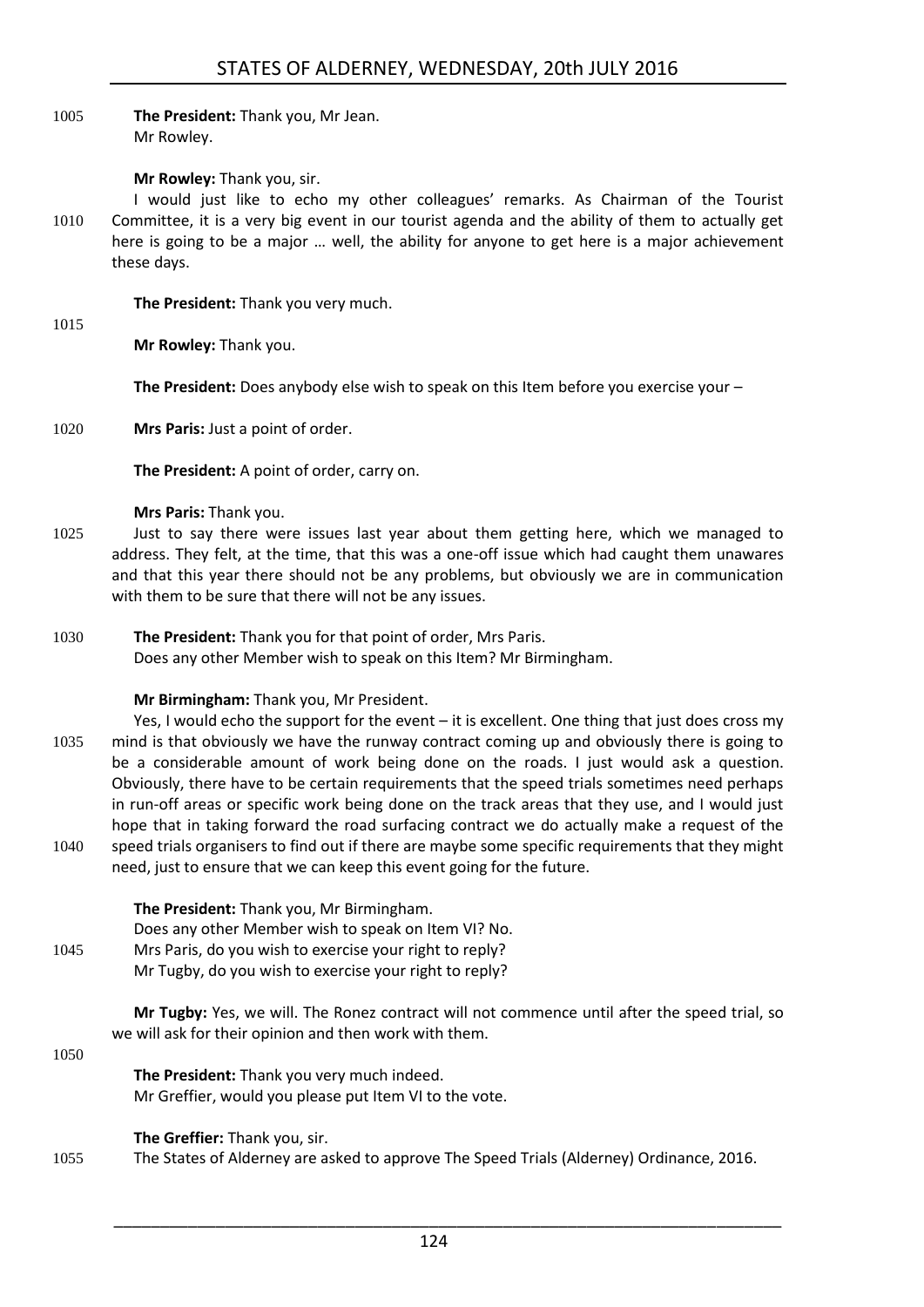**The President:** Thank you, Mr Jean.
Mr Rowley.

**Mr Rowley:** Thank you, sir.

I would just like to echo my other colleagues' remarks. As Chairman of the Tourist Committee, it is a very big event in our tourist agenda and the ability of them to actually get here is going to be a major … well, the ability for anyone to get here is a major achievement these days.

**The President:** Thank you very much.

**Mr Rowley:** Thank you.

**The President:** Does anybody else wish to speak on this Item before you exercise your –

**Mrs Paris:** Just a point of order.

**The President:** A point of order, carry on.

**Mrs Paris:** Thank you.

Just to say there were issues last year about them getting here, which we managed to address. They felt, at the time, that this was a one-off issue which had caught them unawares and that this year there should not be any problems, but obviously we are in communication with them to be sure that there will not be any issues.

**The President:** Thank you for that point of order, Mrs Paris.
Does any other Member wish to speak on this Item? Mr Birmingham.

**Mr Birmingham:** Thank you, Mr President.

Yes, I would echo the support for the event – it is excellent. One thing that just does cross my mind is that obviously we have the runway contract coming up and obviously there is going to be a considerable amount of work being done on the roads. I just would ask a question. Obviously, there have to be certain requirements that the speed trials sometimes need perhaps in run-off areas or specific work being done on the track areas that they use, and I would just hope that in taking forward the road surfacing contract we do actually make a request of the speed trials organisers to find out if there are maybe some specific requirements that they might need, just to ensure that we can keep this event going for the future.

**The President:** Thank you, Mr Birmingham.
Does any other Member wish to speak on Item VI? No.
Mrs Paris, do you wish to exercise your right to reply?
Mr Tugby, do you wish to exercise your right to reply?

**Mr Tugby:** Yes, we will. The Ronez contract will not commence until after the speed trial, so we will ask for their opinion and then work with them.

**The President:** Thank you very much indeed.
Mr Greffier, would you please put Item VI to the vote.

**The Greffier:** Thank you, sir.
The States of Alderney are asked to approve The Speed Trials (Alderney) Ordinance, 2016.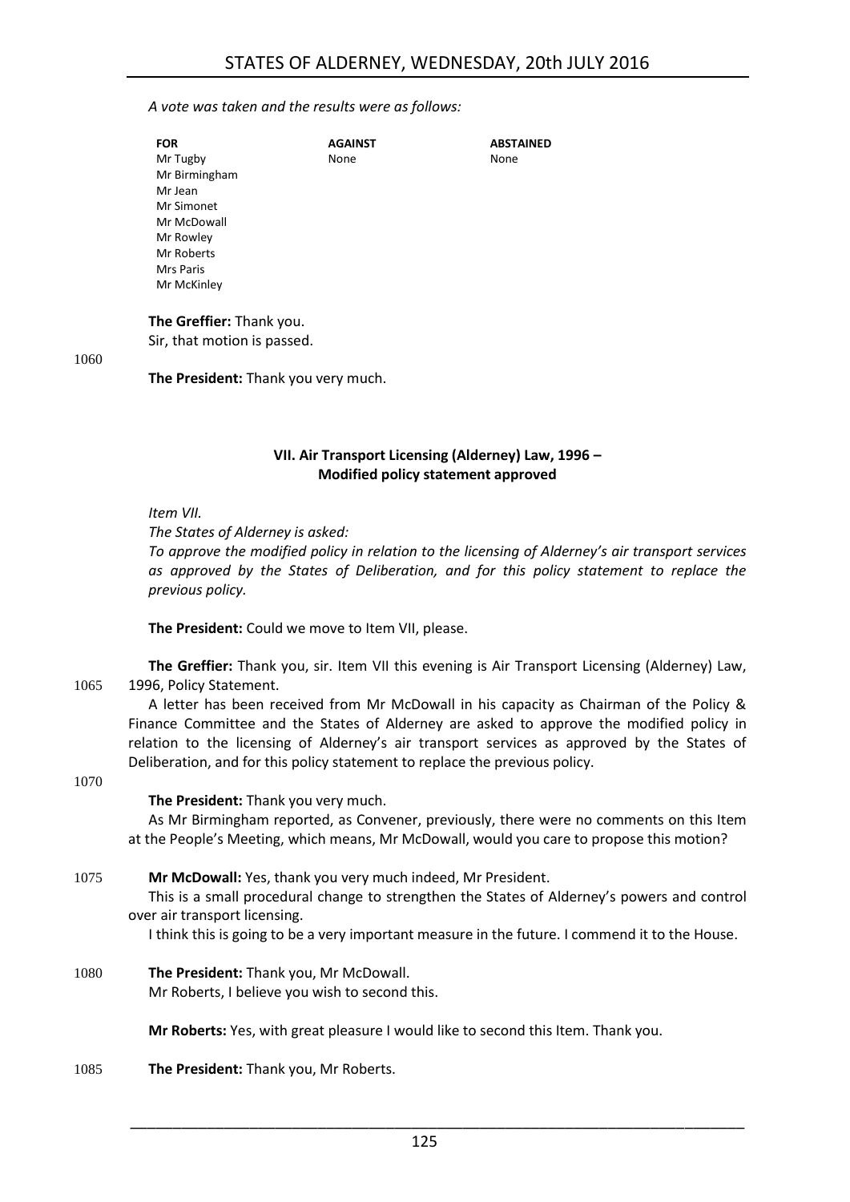*A vote was taken and the results were as follows:*

| FOR | AGAINST | ABSTAINED |
|---|---|---|
| Mr Tugby | None | None |
| Mr Birmingham | | |
| Mr Jean | | |
| Mr Simonet | | |
| Mr McDowall | | |
| Mr Rowley | | |
| Mr Roberts | | |
| Mrs Paris | | |
| Mr McKinley | | |

**The Greffier:** Thank you.
Sir, that motion is passed.

**The President:** Thank you very much.

## VII. Air Transport Licensing (Alderney) Law, 1996 – Modified policy statement approved

*Item VII.*

*The States of Alderney is asked:*

*To approve the modified policy in relation to the licensing of Alderney's air transport services as approved by the States of Deliberation, and for this policy statement to replace the previous policy.*

**The President:** Could we move to Item VII, please.

**The Greffier:** Thank you, sir. Item VII this evening is Air Transport Licensing (Alderney) Law, 1996, Policy Statement.

A letter has been received from Mr McDowall in his capacity as Chairman of the Policy & Finance Committee and the States of Alderney are asked to approve the modified policy in relation to the licensing of Alderney's air transport services as approved by the States of Deliberation, and for this policy statement to replace the previous policy.

**The President:** Thank you very much.

As Mr Birmingham reported, as Convener, previously, there were no comments on this Item at the People's Meeting, which means, Mr McDowall, would you care to propose this motion?

**Mr McDowall:** Yes, thank you very much indeed, Mr President.

This is a small procedural change to strengthen the States of Alderney's powers and control over air transport licensing.

I think this is going to be a very important measure in the future. I commend it to the House.

**The President:** Thank you, Mr McDowall.
Mr Roberts, I believe you wish to second this.

**Mr Roberts:** Yes, with great pleasure I would like to second this Item. Thank you.

**The President:** Thank you, Mr Roberts.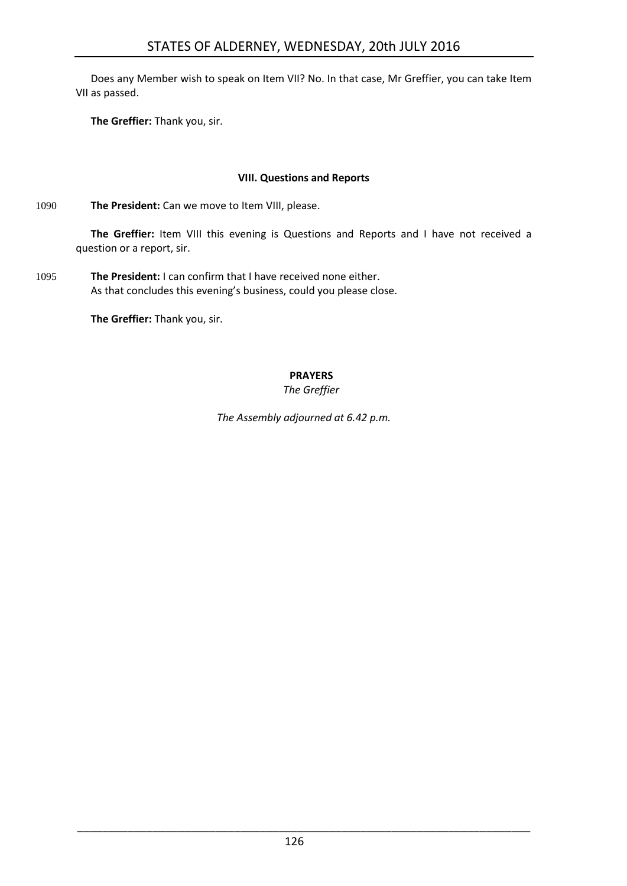Does any Member wish to speak on Item VII? No. In that case, Mr Greffier, you can take Item VII as passed.

**The Greffier:** Thank you, sir.

### VIII. Questions and Reports

1090 **The President:** Can we move to Item VIII, please.

**The Greffier:** Item VIII this evening is Questions and Reports and I have not received a question or a report, sir.

1095 **The President:** I can confirm that I have received none either.
As that concludes this evening's business, could you please close.

**The Greffier:** Thank you, sir.

**PRAYERS**

*The Greffier*

*The Assembly adjourned at 6.42 p.m.*